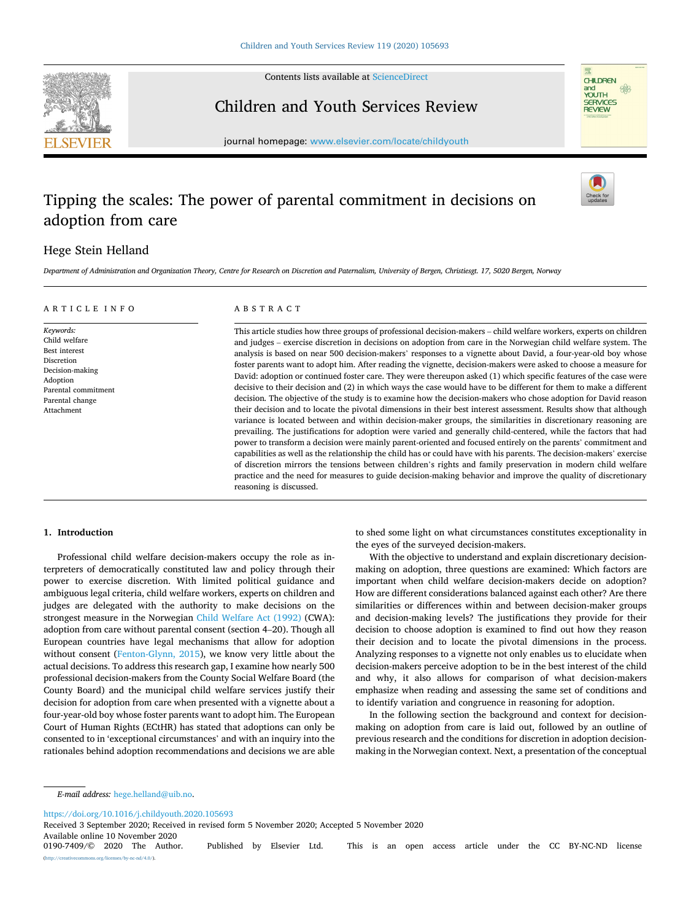# Tipping the scales: The power of parental commitment in decisions on adoption from care

Hege Stein Helland

*Department of Administration and Organization Theory, Centre for Research on Discretion and Paternalism, University of Bergen, Christiesgt. 17, 5020 Bergen, Norway*

## ARTICLE INFO

*Keywords:*
Child welfare
Best interest
Discretion
Decision-making
Adoption
Parental commitment
Parental change
Attachment

## ABSTRACT

This article studies how three groups of professional decision-makers – child welfare workers, experts on children and judges – exercise discretion in decisions on adoption from care in the Norwegian child welfare system. The analysis is based on near 500 decision-makers' responses to a vignette about David, a four-year-old boy whose foster parents want to adopt him. After reading the vignette, decision-makers were asked to choose a measure for David: adoption or continued foster care. They were thereupon asked (1) which specific features of the case were decisive to their decision and (2) in which ways the case would have to be different for them to make a different decision. The objective of the study is to examine how the decision-makers who chose adoption for David reason their decision and to locate the pivotal dimensions in their best interest assessment. Results show that although variance is located between and within decision-maker groups, the similarities in discretionary reasoning are prevailing. The justifications for adoption were varied and generally child-centered, while the factors that had power to transform a decision were mainly parent-oriented and focused entirely on the parents' commitment and capabilities as well as the relationship the child has or could have with his parents. The decision-makers' exercise of discretion mirrors the tensions between children's rights and family preservation in modern child welfare practice and the need for measures to guide decision-making behavior and improve the quality of discretionary reasoning is discussed.

## 1. Introduction

Professional child welfare decision-makers occupy the role as interpreters of democratically constituted law and policy through their power to exercise discretion. With limited political guidance and ambiguous legal criteria, child welfare workers, experts on children and judges are delegated with the authority to make decisions on the strongest measure in the Norwegian Child Welfare Act (1992) (CWA): adoption from care without parental consent (section 4–20). Though all European countries have legal mechanisms that allow for adoption without consent (Fenton-Glynn, 2015), we know very little about the actual decisions. To address this research gap, I examine how nearly 500 professional decision-makers from the County Social Welfare Board (the County Board) and the municipal child welfare services justify their decision for adoption from care when presented with a vignette about a four-year-old boy whose foster parents want to adopt him. The European Court of Human Rights (ECtHR) has stated that adoptions can only be consented to in 'exceptional circumstances' and with an inquiry into the rationales behind adoption recommendations and decisions we are able to shed some light on what circumstances constitutes exceptionality in the eyes of the surveyed decision-makers.

With the objective to understand and explain discretionary decision-making on adoption, three questions are examined: Which factors are important when child welfare decision-makers decide on adoption? How are different considerations balanced against each other? Are there similarities or differences within and between decision-maker groups and decision-making levels? The justifications they provide for their decision to choose adoption is examined to find out how they reason their decision and to locate the pivotal dimensions in the process. Analyzing responses to a vignette not only enables us to elucidate when decision-makers perceive adoption to be in the best interest of the child and why, it also allows for comparison of what decision-makers emphasize when reading and assessing the same set of conditions and to identify variation and congruence in reasoning for adoption.

In the following section the background and context for decision-making on adoption from care is laid out, followed by an outline of previous research and the conditions for discretion in adoption decision-making in the Norwegian context. Next, a presentation of the conceptual

---

*E-mail address:* hege.helland@uib.no.

https://doi.org/10.1016/j.childyouth.2020.105693
Received 3 September 2020; Received in revised form 5 November 2020; Accepted 5 November 2020
Available online 10 November 2020
0190-7409/© 2020 The Author. Published by Elsevier Ltd. This is an open access article under the CC BY-NC-ND license (http://creativecommons.org/licenses/by-nc-nd/4.0/).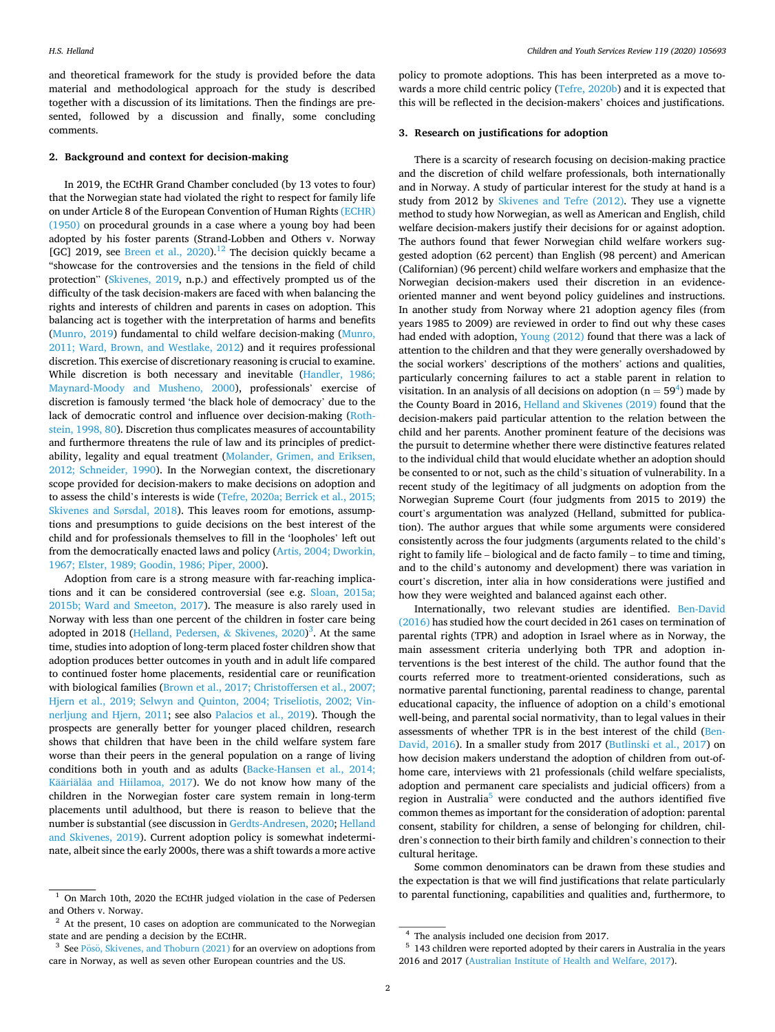and theoretical framework for the study is provided before the data material and methodological approach for the study is described together with a discussion of its limitations. Then the findings are presented, followed by a discussion and finally, some concluding comments.

## 2. Background and context for decision-making

In 2019, the ECtHR Grand Chamber concluded (by 13 votes to four) that the Norwegian state had violated the right to respect for family life on under Article 8 of the European Convention of Human Rights (ECHR) (1950) on procedural grounds in a case where a young boy had been adopted by his foster parents (Strand-Lobben and Others v. Norway [GC] 2019, see Breen et al., 2020).[1,2] The decision quickly became a "showcase for the controversies and the tensions in the field of child protection" (Skivenes, 2019, n.p.) and effectively prompted us of the difficulty of the task decision-makers are faced with when balancing the rights and interests of children and parents in cases on adoption. This balancing act is together with the interpretation of harms and benefits (Munro, 2019) fundamental to child welfare decision-making (Munro, 2011; Ward, Brown, and Westlake, 2012) and it requires professional discretion. This exercise of discretionary reasoning is crucial to examine. While discretion is both necessary and inevitable (Handler, 1986; Maynard-Moody and Musheno, 2000), professionals' exercise of discretion is famously termed 'the black hole of democracy' due to the lack of democratic control and influence over decision-making (Rothstein, 1998, 80). Discretion thus complicates measures of accountability and furthermore threatens the rule of law and its principles of predictability, legality and equal treatment (Molander, Grimen, and Eriksen, 2012; Schneider, 1990). In the Norwegian context, the discretionary scope provided for decision-makers to make decisions on adoption and to assess the child's interests is wide (Tefre, 2020a; Berrick et al., 2015; Skivenes and Sørsdal, 2018). This leaves room for emotions, assumptions and presumptions to guide decisions on the best interest of the child and for professionals themselves to fill in the 'loopholes' left out from the democratically enacted laws and policy (Artis, 2004; Dworkin, 1967; Elster, 1989; Goodin, 1986; Piper, 2000).

Adoption from care is a strong measure with far-reaching implications and it can be considered controversial (see e.g. Sloan, 2015a; 2015b; Ward and Smeeton, 2017). The measure is also rarely used in Norway with less than one percent of the children in foster care being adopted in 2018 (Helland, Pedersen, & Skivenes, 2020)[3]. At the same time, studies into adoption of long-term placed foster children show that adoption produces better outcomes in youth and in adult life compared to continued foster home placements, residential care or reunification with biological families (Brown et al., 2017; Christoffersen et al., 2007; Hjern et al., 2019; Selwyn and Quinton, 2004; Triseliotis, 2002; Vinnerljung and Hjern, 2011; see also Palacios et al., 2019). Though the prospects are generally better for younger placed children, research shows that children that have been in the child welfare system fare worse than their peers in the general population on a range of living conditions both in youth and as adults (Backe-Hansen et al., 2014; Kääriälä and Hiilamoa, 2017). We do not know how many of the children in the Norwegian foster care system remain in long-term placements until adulthood, but there is reason to believe that the number is substantial (see discussion in Gerdts-Andresen, 2020; Helland and Skivenes, 2019). Current adoption policy is somewhat indeterminate, albeit since the early 2000s, there was a shift towards a more active policy to promote adoptions. This has been interpreted as a move towards a more child centric policy (Tefre, 2020b) and it is expected that this will be reflected in the decision-makers' choices and justifications.

## 3. Research on justifications for adoption

There is a scarcity of research focusing on decision-making practice and the discretion of child welfare professionals, both internationally and in Norway. A study of particular interest for the study at hand is a study from 2012 by Skivenes and Tefre (2012). They use a vignette method to study how Norwegian, as well as American and English, child welfare decision-makers justify their decisions for or against adoption. The authors found that fewer Norwegian child welfare workers suggested adoption (62 percent) than English (98 percent) and American (Californian) (96 percent) child welfare workers and emphasize that the Norwegian decision-makers used their discretion in an evidence-oriented manner and went beyond policy guidelines and instructions. In another study from Norway where 21 adoption agency files (from years 1985 to 2009) are reviewed in order to find out why these cases had ended with adoption, Young (2012) found that there was a lack of attention to the children and that they were generally overshadowed by the social workers' descriptions of the mothers' actions and qualities, particularly concerning failures to act a stable parent in relation to visitation. In an analysis of all decisions on adoption (n = 59[4]) made by the County Board in 2016, Helland and Skivenes (2019) found that the decision-makers paid particular attention to the relation between the child and her parents. Another prominent feature of the decisions was the pursuit to determine whether there were distinctive features related to the individual child that would elucidate whether an adoption should be consented to or not, such as the child's situation of vulnerability. In a recent study of the legitimacy of all judgments on adoption from the Norwegian Supreme Court (four judgments from 2015 to 2019) the court's argumentation was analyzed (Helland, submitted for publication). The author argues that while some arguments were considered consistently across the four judgments (arguments related to the child's right to family life – biological and de facto family – to time and timing, and to the child's autonomy and development) there was variation in court's discretion, inter alia in how considerations were justified and how they were weighted and balanced against each other.

Internationally, two relevant studies are identified. Ben-David (2016) has studied how the court decided in 261 cases on termination of parental rights (TPR) and adoption in Israel where as in Norway, the main assessment criteria underlying both TPR and adoption interventions is the best interest of the child. The author found that the courts referred more to treatment-oriented considerations, such as normative parental functioning, parental readiness to change, parental educational capacity, the influence of adoption on a child's emotional well-being, and parental social normativity, than to legal values in their assessments of whether TPR is in the best interest of the child (Ben-David, 2016). In a smaller study from 2017 (Butlinski et al., 2017) on how decision makers understand the adoption of children from out-of-home care, interviews with 21 professionals (child welfare specialists, adoption and permanent care specialists and judicial officers) from a region in Australia[5] were conducted and the authors identified five common themes as important for the consideration of adoption: parental consent, stability for children, a sense of belonging for children, children's connection to their birth family and children's connection to their cultural heritage.

Some common denominators can be drawn from these studies and the expectation is that we will find justifications that relate particularly to parental functioning, capabilities and qualities and, furthermore, to

---

[1] On March 10th, 2020 the ECtHR judged violation in the case of Pedersen and Others v. Norway.

[2] At the present, 10 cases on adoption are communicated to the Norwegian state and are pending a decision by the ECtHR.

[3] See Pösö, Skivenes, and Thoburn (2021) for an overview on adoptions from care in Norway, as well as seven other European countries and the US.

[4] The analysis included one decision from 2017.

[5] 143 children were reported adopted by their carers in Australia in the years 2016 and 2017 (Australian Institute of Health and Welfare, 2017).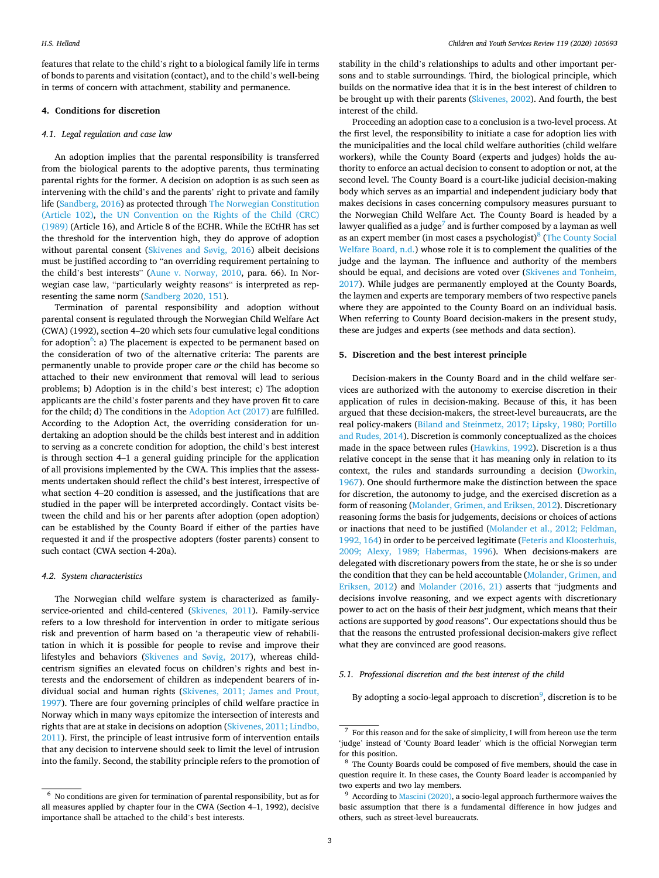features that relate to the child's right to a biological family life in terms of bonds to parents and visitation (contact), and to the child's well-being in terms of concern with attachment, stability and permanence.

## 4. Conditions for discretion

### 4.1. Legal regulation and case law

An adoption implies that the parental responsibility is transferred from the biological parents to the adoptive parents, thus terminating parental rights for the former. A decision on adoption is as such seen as intervening with the child's and the parents' right to private and family life (Sandberg, 2016) as protected through The Norwegian Constitution (Article 102), the UN Convention on the Rights of the Child (CRC) (1989) (Article 16), and Article 8 of the ECHR. While the ECtHR has set the threshold for the intervention high, they do approve of adoption without parental consent (Skivenes and Søvig, 2016) albeit decisions must be justified according to "an overriding requirement pertaining to the child's best interests" (Aune v. Norway, 2010, para. 66). In Norwegian case law, "particularly weighty reasons" is interpreted as representing the same norm (Sandberg 2020, 151).

Termination of parental responsibility and adoption without parental consent is regulated through the Norwegian Child Welfare Act (CWA) (1992), section 4–20 which sets four cumulative legal conditions for adoption[6]: a) The placement is expected to be permanent based on the consideration of two of the alternative criteria: The parents are permanently unable to provide proper care *or* the child has become so attached to their new environment that removal will lead to serious problems; b) Adoption is in the child's best interest; c) The adoption applicants are the child's foster parents and they have proven fit to care for the child; d) The conditions in the Adoption Act (2017) are fulfilled. According to the Adoption Act, the overriding consideration for undertaking an adoption should be the child's best interest and in addition to serving as a concrete condition for adoption, the child's best interest is through section 4–1 a general guiding principle for the application of all provisions implemented by the CWA. This implies that the assessments undertaken should reflect the child's best interest, irrespective of what section 4–20 condition is assessed, and the justifications that are studied in the paper will be interpreted accordingly. Contact visits between the child and his or her parents after adoption (open adoption) can be established by the County Board if either of the parties have requested it and if the prospective adopters (foster parents) consent to such contact (CWA section 4-20a).

### 4.2. System characteristics

The Norwegian child welfare system is characterized as family-service-oriented and child-centered (Skivenes, 2011). Family-service refers to a low threshold for intervention in order to mitigate serious risk and prevention of harm based on 'a therapeutic view of rehabilitation in which it is possible for people to revise and improve their lifestyles and behaviors (Skivenes and Søvig, 2017), whereas child-centrism signifies an elevated focus on children's rights and best interests and the endorsement of children as independent bearers of individual social and human rights (Skivenes, 2011; James and Prout, 1997). There are four governing principles of child welfare practice in Norway which in many ways epitomize the intersection of interests and rights that are at stake in decisions on adoption (Skivenes, 2011; Lindbo, 2011). First, the principle of least intrusive form of intervention entails that any decision to intervene should seek to limit the level of intrusion into the family. Second, the stability principle refers to the promotion of stability in the child's relationships to adults and other important persons and to stable surroundings. Third, the biological principle, which builds on the normative idea that it is in the best interest of children to be brought up with their parents (Skivenes, 2002). And fourth, the best interest of the child.

Proceeding an adoption case to a conclusion is a two-level process. At the first level, the responsibility to initiate a case for adoption lies with the municipalities and the local child welfare authorities (child welfare workers), while the County Board (experts and judges) holds the authority to enforce an actual decision to consent to adoption or not, at the second level. The County Board is a court-like judicial decision-making body which serves as an impartial and independent judiciary body that makes decisions in cases concerning compulsory measures pursuant to the Norwegian Child Welfare Act. The County Board is headed by a lawyer qualified as a judge[7] and is further composed by a layman as well as an expert member (in most cases a psychologist)[8] (The County Social Welfare Board, n.d.) whose role it is to complement the qualities of the judge and the layman. The influence and authority of the members should be equal, and decisions are voted over (Skivenes and Tonheim, 2017). While judges are permanently employed at the County Boards, the laymen and experts are temporary members of two respective panels where they are appointed to the County Board on an individual basis. When referring to County Board decision-makers in the present study, these are judges and experts (see methods and data section).

## 5. Discretion and the best interest principle

Decision-makers in the County Board and in the child welfare services are authorized with the autonomy to exercise discretion in their application of rules in decision-making. Because of this, it has been argued that these decision-makers, the street-level bureaucrats, are the real policy-makers (Biland and Steinmetz, 2017; Lipsky, 1980; Portillo and Rudes, 2014). Discretion is commonly conceptualized as the choices made in the space between rules (Hawkins, 1992). Discretion is a thus relative concept in the sense that it has meaning only in relation to its context, the rules and standards surrounding a decision (Dworkin, 1967). One should furthermore make the distinction between the space for discretion, the autonomy to judge, and the exercised discretion as a form of reasoning (Molander, Grimen, and Eriksen, 2012). Discretionary reasoning forms the basis for judgements, decisions or choices of actions or inactions that need to be justified (Molander et al., 2012; Feldman, 1992, 164) in order to be perceived legitimate (Feteris and Kloosterhuis, 2009; Alexy, 1989; Habermas, 1996). When decisions-makers are delegated with discretionary powers from the state, he or she is so under the condition that they can be held accountable (Molander, Grimen, and Eriksen, 2012) and Molander (2016, 21) asserts that "judgments and decisions involve reasoning, and we expect agents with discretionary power to act on the basis of their *best* judgment, which means that their actions are supported by *good* reasons". Our expectations should thus be that the reasons the entrusted professional decision-makers give reflect what they are convinced are good reasons.

### 5.1. Professional discretion and the best interest of the child

By adopting a socio-legal approach to discretion[9], discretion is to be

---

[6] No conditions are given for termination of parental responsibility, but as for all measures applied by chapter four in the CWA (Section 4–1, 1992), decisive importance shall be attached to the child's best interests.

[7] For this reason and for the sake of simplicity, I will from hereon use the term 'judge' instead of 'County Board leader' which is the official Norwegian term for this position.

[8] The County Boards could be composed of five members, should the case in question require it. In these cases, the County Board leader is accompanied by two experts and two lay members.

[9] According to Mascini (2020), a socio-legal approach furthermore waives the basic assumption that there is a fundamental difference in how judges and others, such as street-level bureaucrats.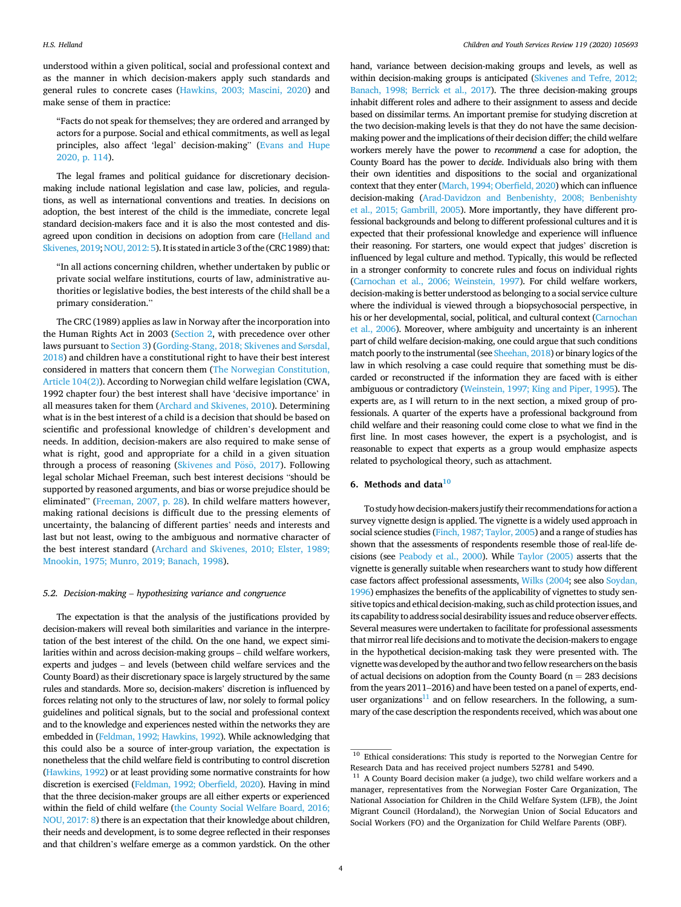understood within a given political, social and professional context and as the manner in which decision-makers apply such standards and general rules to concrete cases (Hawkins, 2003; Mascini, 2020) and make sense of them in practice:

> "Facts do not speak for themselves; they are ordered and arranged by actors for a purpose. Social and ethical commitments, as well as legal principles, also affect 'legal' decision-making" (Evans and Hupe 2020, p. 114).

The legal frames and political guidance for discretionary decision-making include national legislation and case law, policies, and regulations, as well as international conventions and treaties. In decisions on adoption, the best interest of the child is the immediate, concrete legal standard decision-makers face and it is also the most contested and disagreed upon condition in decisions on adoption from care (Helland and Skivenes, 2019; NOU, 2012: 5). It is stated in article 3 of the (CRC 1989) that:

> "In all actions concerning children, whether undertaken by public or private social welfare institutions, courts of law, administrative authorities or legislative bodies, the best interests of the child shall be a primary consideration."

The CRC (1989) applies as law in Norway after the incorporation into the Human Rights Act in 2003 (Section 2, with precedence over other laws pursuant to Section 3) (Gording-Stang, 2018; Skivenes and Sørsdal, 2018) and children have a constitutional right to have their best interest considered in matters that concern them (The Norwegian Constitution, Article 104(2)). According to Norwegian child welfare legislation (CWA, 1992 chapter four) the best interest shall have 'decisive importance' in all measures taken for them (Archard and Skivenes, 2010). Determining what is in the best interest of a child is a decision that should be based on scientific and professional knowledge of children's development and needs. In addition, decision-makers are also required to make sense of what is right, good and appropriate for a child in a given situation through a process of reasoning (Skivenes and Pösö, 2017). Following legal scholar Michael Freeman, such best interest decisions "should be supported by reasoned arguments, and bias or worse prejudice should be eliminated" (Freeman, 2007, p. 28). In child welfare matters however, making rational decisions is difficult due to the pressing elements of uncertainty, the balancing of different parties' needs and interests and last but not least, owing to the ambiguous and normative character of the best interest standard (Archard and Skivenes, 2010; Elster, 1989; Mnookin, 1975; Munro, 2019; Banach, 1998).

### 5.2. Decision-making – hypothesizing variance and congruence

The expectation is that the analysis of the justifications provided by decision-makers will reveal both similarities and variance in the interpretation of the best interest of the child. On the one hand, we expect similarities within and across decision-making groups – child welfare workers, experts and judges – and levels (between child welfare services and the County Board) as their discretionary space is largely structured by the same rules and standards. More so, decision-makers' discretion is influenced by forces relating not only to the structures of law, nor solely to formal policy guidelines and political signals, but to the social and professional context and to the knowledge and experiences nested within the networks they are embedded in (Feldman, 1992; Hawkins, 1992). While acknowledging that this could also be a source of inter-group variation, the expectation is nonetheless that the child welfare field is contributing to control discretion (Hawkins, 1992) or at least providing some normative constraints for how discretion is exercised (Feldman, 1992; Oberfield, 2020). Having in mind that the three decision-maker groups are all either experts or experienced within the field of child welfare (the County Social Welfare Board, 2016; NOU, 2017: 8) there is an expectation that their knowledge about children, their needs and development, is to some degree reflected in their responses and that children's welfare emerge as a common yardstick. On the other hand, variance between decision-making groups and levels, as well as within decision-making groups is anticipated (Skivenes and Tefre, 2012; Banach, 1998; Berrick et al., 2017). The three decision-making groups inhabit different roles and adhere to their assignment to assess and decide based on dissimilar terms. An important premise for studying discretion at the two decision-making levels is that they do not have the same decision-making power and the implications of their decision differ; the child welfare workers merely have the power to *recommend* a case for adoption, the County Board has the power to *decide*. Individuals also bring with them their own identities and dispositions to the social and organizational context that they enter (March, 1994; Oberfield, 2020) which can influence decision-making (Arad-Davidzon and Benbenishty, 2008; Benbenishty et al., 2015; Gambrill, 2005). More importantly, they have different professional backgrounds and belong to different professional cultures and it is expected that their professional knowledge and experience will influence their reasoning. For starters, one would expect that judges' discretion is influenced by legal culture and method. Typically, this would be reflected in a stronger conformity to concrete rules and focus on individual rights (Carnochan et al., 2006; Weinstein, 1997). For child welfare workers, decision-making is better understood as belonging to a social service culture where the individual is viewed through a biopsychosocial perspective, in his or her developmental, social, political, and cultural context (Carnochan et al., 2006). Moreover, where ambiguity and uncertainty is an inherent part of child welfare decision-making, one could argue that such conditions match poorly to the instrumental (see Sheehan, 2018) or binary logics of the law in which resolving a case could require that something must be discarded or reconstructed if the information they are faced with is either ambiguous or contradictory (Weinstein, 1997; King and Piper, 1995). The experts are, as I will return to in the next section, a mixed group of professionals. A quarter of the experts have a professional background from child welfare and their reasoning could come close to what we find in the first line. In most cases however, the expert is a psychologist, and is reasonable to expect that experts as a group would emphasize aspects related to psychological theory, such as attachment.

## 6. Methods and data[10]

To study how decision-makers justify their recommendations for action a survey vignette design is applied. The vignette is a widely used approach in social science studies (Finch, 1987; Taylor, 2005) and a range of studies has shown that the assessments of respondents resemble those of real-life decisions (see Peabody et al., 2000). While Taylor (2005) asserts that the vignette is generally suitable when researchers want to study how different case factors affect professional assessments, Wilks (2004; see also Soydan, 1996) emphasizes the benefits of the applicability of vignettes to study sensitive topics and ethical decision-making, such as child protection issues, and its capability to address social desirability issues and reduce observer effects. Several measures were undertaken to facilitate for professional assessments that mirror real life decisions and to motivate the decision-makers to engage in the hypothetical decision-making task they were presented with. The vignette was developed by the author and two fellow researchers on the basis of actual decisions on adoption from the County Board (n = 283 decisions from the years 2011–2016) and have been tested on a panel of experts, end-user organizations[11] and on fellow researchers. In the following, a summary of the case description the respondents received, which was about one

---

[10] Ethical considerations: This study is reported to the Norwegian Centre for Research Data and has received project numbers 52781 and 5490.

[11] A County Board decision maker (a judge), two child welfare workers and a manager, representatives from the Norwegian Foster Care Organization, The National Association for Children in the Child Welfare System (LFB), the Joint Migrant Council (Hordaland), the Norwegian Union of Social Educators and Social Workers (FO) and the Organization for Child Welfare Parents (OBF).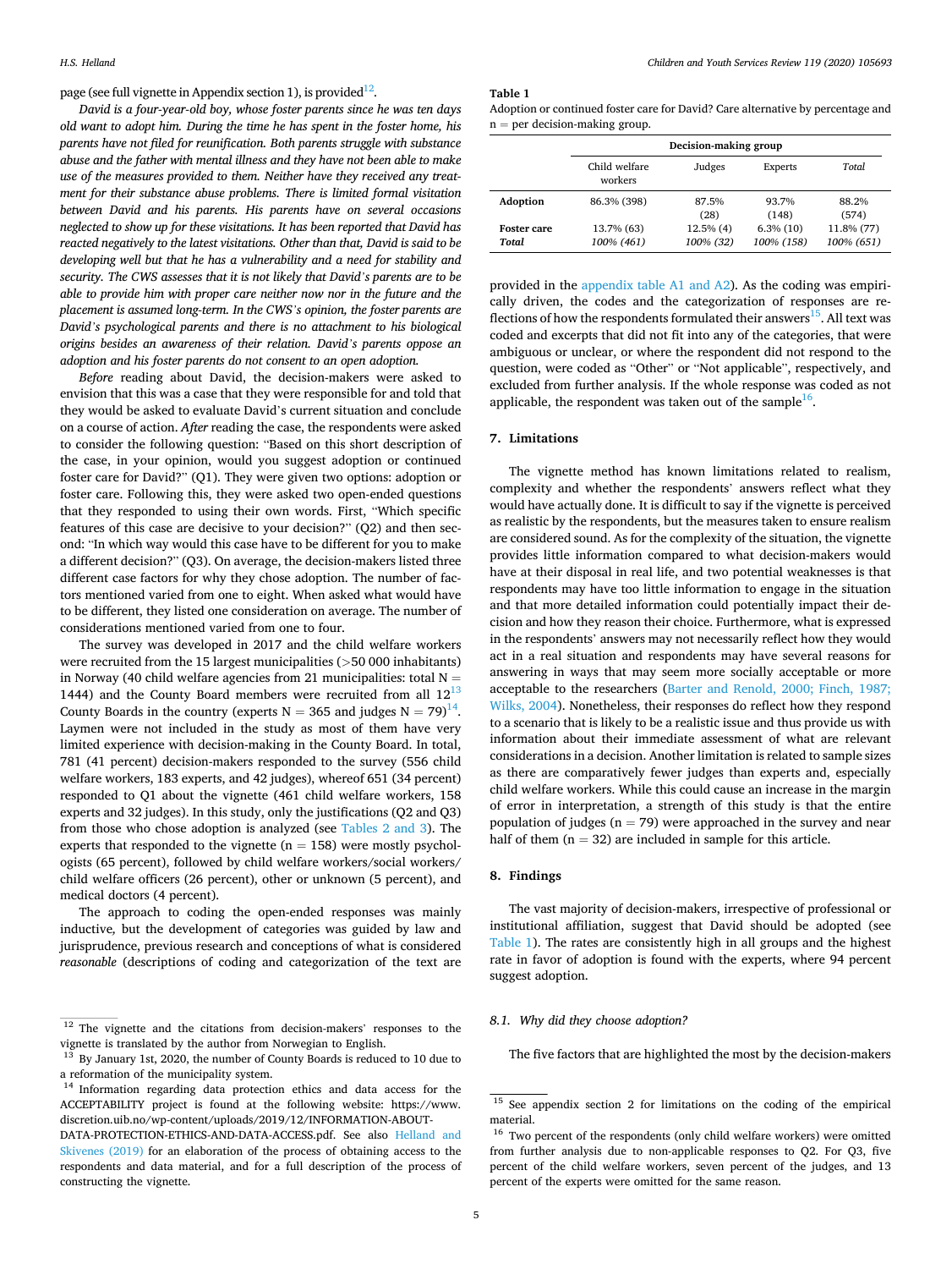page (see full vignette in Appendix section 1), is provided[12].

*David is a four-year-old boy, whose foster parents since he was ten days old want to adopt him. During the time he has spent in the foster home, his parents have not filed for reunification. Both parents struggle with substance abuse and the father with mental illness and they have not been able to make use of the measures provided to them. Neither have they received any treatment for their substance abuse problems. There is limited formal visitation between David and his parents. His parents have on several occasions neglected to show up for these visitations. It has been reported that David has reacted negatively to the latest visitations. Other than that, David is said to be developing well but that he has a vulnerability and a need for stability and security. The CWS assesses that it is not likely that David's parents are to be able to provide him with proper care neither now nor in the future and the placement is assumed long-term. In the CWS's opinion, the foster parents are David's psychological parents and there is no attachment to his biological origins besides an awareness of their relation. David's parents oppose an adoption and his foster parents do not consent to an open adoption.*

*Before* reading about David, the decision-makers were asked to envision that this was a case that they were responsible for and told that they would be asked to evaluate David's current situation and conclude on a course of action. *After* reading the case, the respondents were asked to consider the following question: "Based on this short description of the case, in your opinion, would you suggest adoption or continued foster care for David?" (Q1). They were given two options: adoption or foster care. Following this, they were asked two open-ended questions that they responded to using their own words. First, "Which specific features of this case are decisive to your decision?" (Q2) and then second: "In which way would this case have to be different for you to make a different decision?" (Q3). On average, the decision-makers listed three different case factors for why they chose adoption. The number of factors mentioned varied from one to eight. When asked what would have to be different, they listed one consideration on average. The number of considerations mentioned varied from one to four.

The survey was developed in 2017 and the child welfare workers were recruited from the 15 largest municipalities (>50 000 inhabitants) in Norway (40 child welfare agencies from 21 municipalities: total N = 1444) and the County Board members were recruited from all 12[13] County Boards in the country (experts N = 365 and judges N = 79)[14]. Laymen were not included in the study as most of them have very limited experience with decision-making in the County Board. In total, 781 (41 percent) decision-makers responded to the survey (556 child welfare workers, 183 experts, and 42 judges), whereof 651 (34 percent) responded to Q1 about the vignette (461 child welfare workers, 158 experts and 32 judges). In this study, only the justifications (Q2 and Q3) from those who chose adoption is analyzed (see Tables 2 and 3). The experts that responded to the vignette (n = 158) were mostly psychologists (65 percent), followed by child welfare workers/social workers/child welfare officers (26 percent), other or unknown (5 percent), and medical doctors (4 percent).

The approach to coding the open-ended responses was mainly inductive, but the development of categories was guided by law and jurisprudence, previous research and conceptions of what is considered *reasonable* (descriptions of coding and categorization of the text are provided in the appendix table A1 and A2). As the coding was empirically driven, the codes and the categorization of responses are reflections of how the respondents formulated their answers[15]. All text was coded and excerpts that did not fit into any of the categories, that were ambiguous or unclear, or where the respondent did not respond to the question, were coded as "Other" or "Not applicable", respectively, and excluded from further analysis. If the whole response was coded as not applicable, the respondent was taken out of the sample[16].

**Table 1**
Adoption or continued foster care for David? Care alternative by percentage and n = per decision-making group.

| | Decision-making group | | | |
|---|---|---|---|---|
| | Child welfare workers | Judges | Experts | *Total* |
| **Adoption** | 86.3% (398) | 87.5% (28) | 93.7% (148) | 88.2% (574) |
| **Foster care** | 13.7% (63) | 12.5% (4) | 6.3% (10) | 11.8% (77) |
| ***Total*** | *100% (461)* | *100% (32)* | *100% (158)* | *100% (651)* |

## 7. Limitations

The vignette method has known limitations related to realism, complexity and whether the respondents' answers reflect what they would have actually done. It is difficult to say if the vignette is perceived as realistic by the respondents, but the measures taken to ensure realism are considered sound. As for the complexity of the situation, the vignette provides little information compared to what decision-makers would have at their disposal in real life, and two potential weaknesses is that respondents may have too little information to engage in the situation and that more detailed information could potentially impact their decision and how they reason their choice. Furthermore, what is expressed in the respondents' answers may not necessarily reflect how they would act in a real situation and respondents may have several reasons for answering in ways that may seem more socially acceptable or more acceptable to the researchers (Barter and Renold, 2000; Finch, 1987; Wilks, 2004). Nonetheless, their responses do reflect how they respond to a scenario that is likely to be a realistic issue and thus provide us with information about their immediate assessment of what are relevant considerations in a decision. Another limitation is related to sample sizes as there are comparatively fewer judges than experts and, especially child welfare workers. While this could cause an increase in the margin of error in interpretation, a strength of this study is that the entire population of judges (n = 79) were approached in the survey and near half of them (n = 32) are included in sample for this article.

## 8. Findings

The vast majority of decision-makers, irrespective of professional or institutional affiliation, suggest that David should be adopted (see Table 1). The rates are consistently high in all groups and the highest rate in favor of adoption is found with the experts, where 94 percent suggest adoption.

### 8.1. Why did they choose adoption?

The five factors that are highlighted the most by the decision-makers

---

[12] The vignette and the citations from decision-makers' responses to the vignette is translated by the author from Norwegian to English.

[13] By January 1st, 2020, the number of County Boards is reduced to 10 due to a reformation of the municipality system.

[14] Information regarding data protection ethics and data access for the ACCEPTABILITY project is found at the following website: https://www.discretion.uib.no/wp-content/uploads/2019/12/INFORMATION-ABOUT-DATA-PROTECTION-ETHICS-AND-DATA-ACCESS.pdf. See also Helland and Skivenes (2019) for an elaboration of the process of obtaining access to the respondents and data material, and for a full description of the process of constructing the vignette.

[15] See appendix section 2 for limitations on the coding of the empirical material.

[16] Two percent of the respondents (only child welfare workers) were omitted from further analysis due to non-applicable responses to Q2. For Q3, five percent of the child welfare workers, seven percent of the judges, and 13 percent of the experts were omitted for the same reason.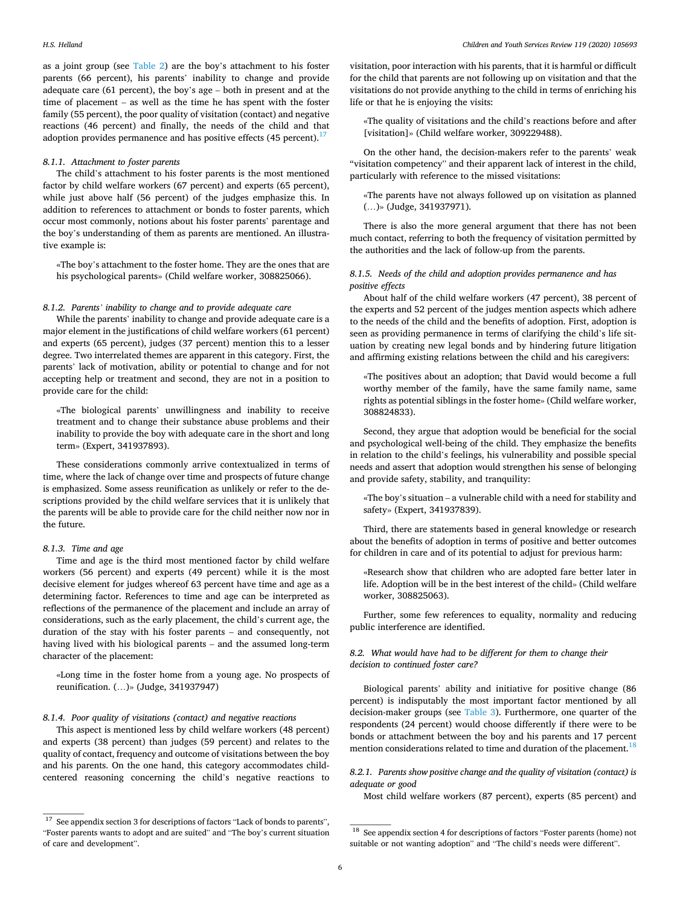as a joint group (see Table 2) are the boy's attachment to his foster parents (66 percent), his parents' inability to change and provide adequate care (61 percent), the boy's age – both in present and at the time of placement – as well as the time he has spent with the foster family (55 percent), the poor quality of visitation (contact) and negative reactions (46 percent) and finally, the needs of the child and that adoption provides permanence and has positive effects (45 percent).[17]

#### 8.1.1. Attachment to foster parents

The child's attachment to his foster parents is the most mentioned factor by child welfare workers (67 percent) and experts (65 percent), while just above half (56 percent) of the judges emphasize this. In addition to references to attachment or bonds to foster parents, which occur most commonly, notions about his foster parents' parentage and the boy's understanding of them as parents are mentioned. An illustrative example is:

> «The boy's attachment to the foster home. They are the ones that are his psychological parents» (Child welfare worker, 308825066).

#### 8.1.2. Parents' inability to change and to provide adequate care

While the parents' inability to change and provide adequate care is a major element in the justifications of child welfare workers (61 percent) and experts (65 percent), judges (37 percent) mention this to a lesser degree. Two interrelated themes are apparent in this category. First, the parents' lack of motivation, ability or potential to change and for not accepting help or treatment and second, they are not in a position to provide care for the child:

> «The biological parents' unwillingness and inability to receive treatment and to change their substance abuse problems and their inability to provide the boy with adequate care in the short and long term» (Expert, 341937893).

These considerations commonly arrive contextualized in terms of time, where the lack of change over time and prospects of future change is emphasized. Some assess reunification as unlikely or refer to the descriptions provided by the child welfare services that it is unlikely that the parents will be able to provide care for the child neither now nor in the future.

#### 8.1.3. Time and age

Time and age is the third most mentioned factor by child welfare workers (56 percent) and experts (49 percent) while it is the most decisive element for judges whereof 63 percent have time and age as a determining factor. References to time and age can be interpreted as reflections of the permanence of the placement and include an array of considerations, such as the early placement, the child's current age, the duration of the stay with his foster parents – and consequently, not having lived with his biological parents – and the assumed long-term character of the placement:

> «Long time in the foster home from a young age. No prospects of reunification. (…)» (Judge, 341937947)

#### 8.1.4. Poor quality of visitations (contact) and negative reactions

This aspect is mentioned less by child welfare workers (48 percent) and experts (38 percent) than judges (59 percent) and relates to the quality of contact, frequency and outcome of visitations between the boy and his parents. On the one hand, this category accommodates child-centered reasoning concerning the child's negative reactions to visitation, poor interaction with his parents, that it is harmful or difficult for the child that parents are not following up on visitation and that the visitations do not provide anything to the child in terms of enriching his life or that he is enjoying the visits:

> «The quality of visitations and the child's reactions before and after [visitation]» (Child welfare worker, 309229488).

On the other hand, the decision-makers refer to the parents' weak "visitation competency" and their apparent lack of interest in the child, particularly with reference to the missed visitations:

> «The parents have not always followed up on visitation as planned (…)» (Judge, 341937971).

There is also the more general argument that there has not been much contact, referring to both the frequency of visitation permitted by the authorities and the lack of follow-up from the parents.

#### 8.1.5. Needs of the child and adoption provides permanence and has positive effects

About half of the child welfare workers (47 percent), 38 percent of the experts and 52 percent of the judges mention aspects which adhere to the needs of the child and the benefits of adoption. First, adoption is seen as providing permanence in terms of clarifying the child's life situation by creating new legal bonds and by hindering future litigation and affirming existing relations between the child and his caregivers:

> «The positives about an adoption; that David would become a full worthy member of the family, have the same family name, same rights as potential siblings in the foster home» (Child welfare worker, 308824833).

Second, they argue that adoption would be beneficial for the social and psychological well-being of the child. They emphasize the benefits in relation to the child's feelings, his vulnerability and possible special needs and assert that adoption would strengthen his sense of belonging and provide safety, stability, and tranquility:

> «The boy's situation – a vulnerable child with a need for stability and safety» (Expert, 341937839).

Third, there are statements based in general knowledge or research about the benefits of adoption in terms of positive and better outcomes for children in care and of its potential to adjust for previous harm:

> «Research show that children who are adopted fare better later in life. Adoption will be in the best interest of the child» (Child welfare worker, 308825063).

Further, some few references to equality, normality and reducing public interference are identified.

### 8.2. What would have had to be different for them to change their decision to continued foster care?

Biological parents' ability and initiative for positive change (86 percent) is indisputably the most important factor mentioned by all decision-maker groups (see Table 3). Furthermore, one quarter of the respondents (24 percent) would choose differently if there were to be bonds or attachment between the boy and his parents and 17 percent mention considerations related to time and duration of the placement.[18]

#### 8.2.1. Parents show positive change and the quality of visitation (contact) is adequate or good

Most child welfare workers (87 percent), experts (85 percent) and

---

[17] See appendix section 3 for descriptions of factors "Lack of bonds to parents", "Foster parents wants to adopt and are suited" and "The boy's current situation of care and development".

[18] See appendix section 4 for descriptions of factors "Foster parents (home) not suitable or not wanting adoption" and "The child's needs were different".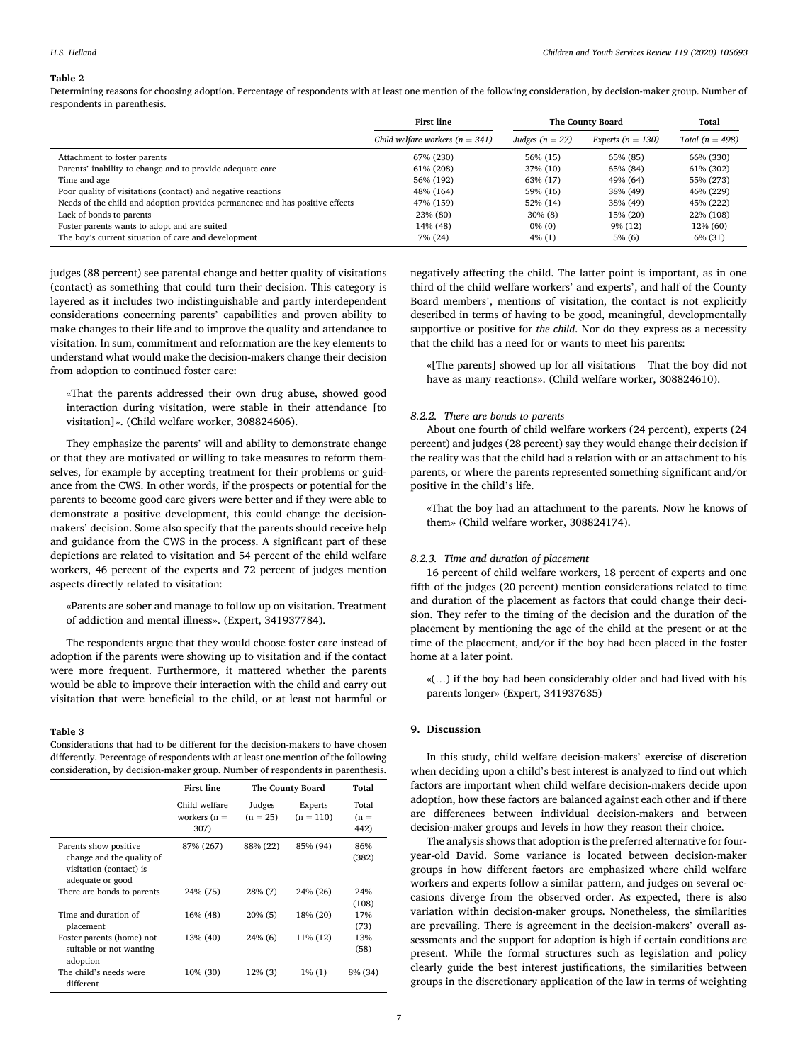**Table 2**

Determining reasons for choosing adoption. Percentage of respondents with at least one mention of the following consideration, by decision-maker group. Number of respondents in parenthesis.

| | First line | The County Board | | Total |
|---|---|---|---|---|
| | *Child welfare workers (n = 341)* | *Judges (n = 27)* | *Experts (n = 130)* | *Total (n = 498)* |
| Attachment to foster parents | 67% (230) | 56% (15) | 65% (85) | 66% (330) |
| Parents' inability to change and to provide adequate care | 61% (208) | 37% (10) | 65% (84) | 61% (302) |
| Time and age | 56% (192) | 63% (17) | 49% (64) | 55% (273) |
| Poor quality of visitations (contact) and negative reactions | 48% (164) | 59% (16) | 38% (49) | 46% (229) |
| Needs of the child and adoption provides permanence and has positive effects | 47% (159) | 52% (14) | 38% (49) | 45% (222) |
| Lack of bonds to parents | 23% (80) | 30% (8) | 15% (20) | 22% (108) |
| Foster parents wants to adopt and are suited | 14% (48) | 0% (0) | 9% (12) | 12% (60) |
| The boy's current situation of care and development | 7% (24) | 4% (1) | 5% (6) | 6% (31) |

judges (88 percent) see parental change and better quality of visitations (contact) as something that could turn their decision. This category is layered as it includes two indistinguishable and partly interdependent considerations concerning parents' capabilities and proven ability to make changes to their life and to improve the quality and attendance to visitation. In sum, commitment and reformation are the key elements to understand what would make the decision-makers change their decision from adoption to continued foster care:

> «That the parents addressed their own drug abuse, showed good interaction during visitation, were stable in their attendance [to visitation]». (Child welfare worker, 308824606).

They emphasize the parents' will and ability to demonstrate change or that they are motivated or willing to take measures to reform themselves, for example by accepting treatment for their problems or guidance from the CWS. In other words, if the prospects or potential for the parents to become good care givers were better and if they were able to demonstrate a positive development, this could change the decision-makers' decision. Some also specify that the parents should receive help and guidance from the CWS in the process. A significant part of these depictions are related to visitation and 54 percent of the child welfare workers, 46 percent of the experts and 72 percent of judges mention aspects directly related to visitation:

> «Parents are sober and manage to follow up on visitation. Treatment of addiction and mental illness». (Expert, 341937784).

The respondents argue that they would choose foster care instead of adoption if the parents were showing up to visitation and if the contact were more frequent. Furthermore, it mattered whether the parents would be able to improve their interaction with the child and carry out visitation that were beneficial to the child, or at least not harmful or negatively affecting the child. The latter point is important, as in one third of the child welfare workers' and experts', and half of the County Board members', mentions of visitation, the contact is not explicitly described in terms of having to be good, meaningful, developmentally supportive or positive for *the child*. Nor do they express as a necessity that the child has a need for or wants to meet his parents:

> «[The parents] showed up for all visitations – That the boy did not have as many reactions». (Child welfare worker, 308824610).

**Table 3**

Considerations that had to be different for the decision-makers to have chosen differently. Percentage of respondents with at least one mention of the following consideration, by decision-maker group. Number of respondents in parenthesis.

| | First line | The County Board | | Total |
|---|---|---|---|---|
| | Child welfare workers (n = 307) | Judges (n = 25) | Experts (n = 110) | Total (n = 442) |
| Parents show positive change and the quality of visitation (contact) is adequate or good | 87% (267) | 88% (22) | 85% (94) | 86% (382) |
| There are bonds to parents | 24% (75) | 28% (7) | 24% (26) | 24% (108) |
| Time and duration of placement | 16% (48) | 20% (5) | 18% (20) | 17% (73) |
| Foster parents (home) not suitable or not wanting adoption | 13% (40) | 24% (6) | 11% (12) | 13% (58) |
| The child's needs were different | 10% (30) | 12% (3) | 1% (1) | 8% (34) |

#### *8.2.2. There are bonds to parents*

About one fourth of child welfare workers (24 percent), experts (24 percent) and judges (28 percent) say they would change their decision if the reality was that the child had a relation with or an attachment to his parents, or where the parents represented something significant and/or positive in the child's life.

> «That the boy had an attachment to the parents. Now he knows of them» (Child welfare worker, 308824174).

#### *8.2.3. Time and duration of placement*

16 percent of child welfare workers, 18 percent of experts and one fifth of the judges (20 percent) mention considerations related to time and duration of the placement as factors that could change their decision. They refer to the timing of the decision and the duration of the placement by mentioning the age of the child at the present or at the time of the placement, and/or if the boy had been placed in the foster home at a later point.

> «(…) if the boy had been considerably older and had lived with his parents longer» (Expert, 341937635)

## 9. Discussion

In this study, child welfare decision-makers' exercise of discretion when deciding upon a child's best interest is analyzed to find out which factors are important when child welfare decision-makers decide upon adoption, how these factors are balanced against each other and if there are differences between individual decision-makers and between decision-maker groups and levels in how they reason their choice.

The analysis shows that adoption is the preferred alternative for four-year-old David. Some variance is located between decision-maker groups in how different factors are emphasized where child welfare workers and experts follow a similar pattern, and judges on several occasions diverge from the observed order. As expected, there is also variation within decision-maker groups. Nonetheless, the similarities are prevailing. There is agreement in the decision-makers' overall assessments and the support for adoption is high if certain conditions are present. While the formal structures such as legislation and policy clearly guide the best interest justifications, the similarities between groups in the discretionary application of the law in terms of weighting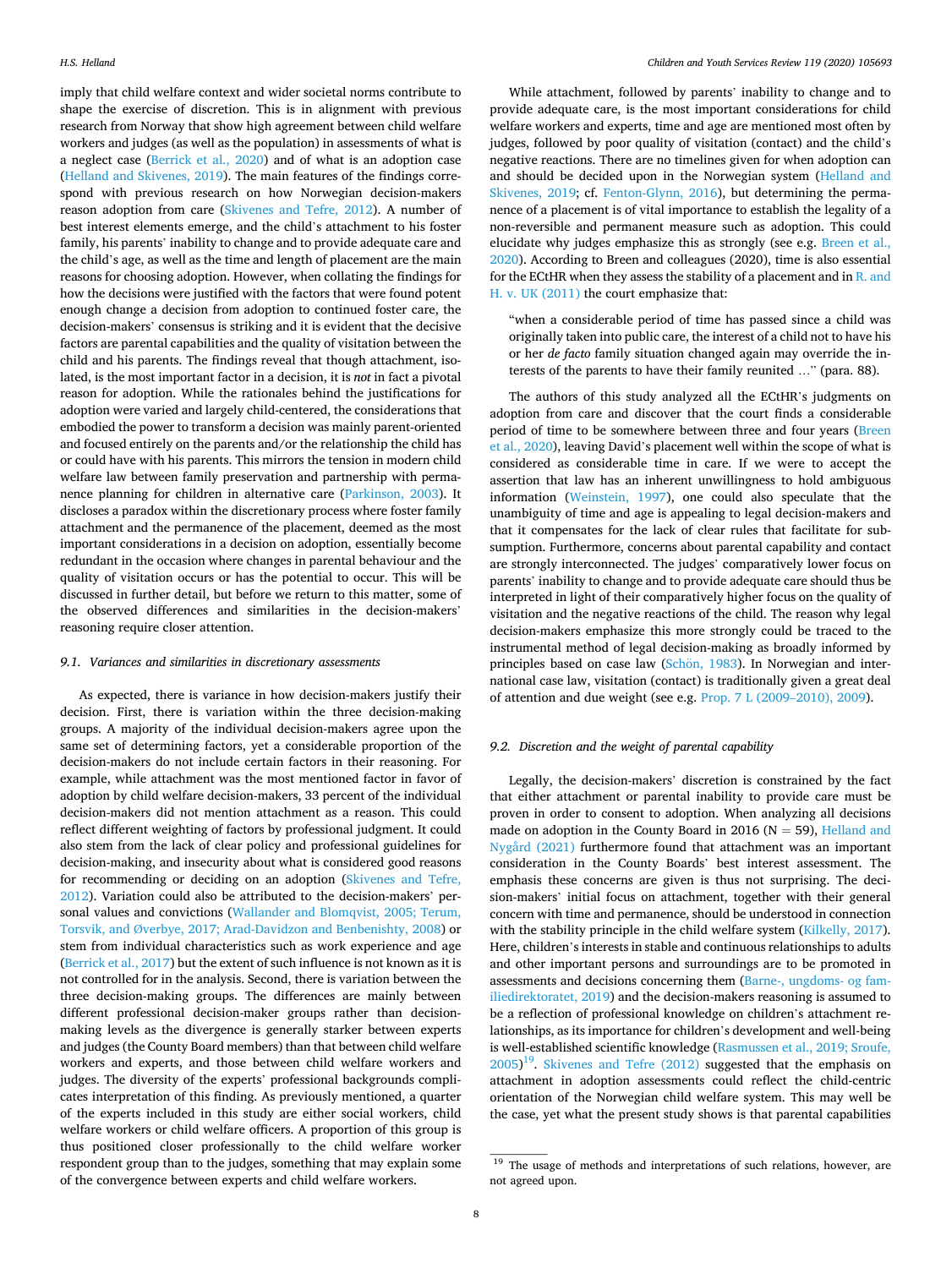imply that child welfare context and wider societal norms contribute to shape the exercise of discretion. This is in alignment with previous research from Norway that show high agreement between child welfare workers and judges (as well as the population) in assessments of what is a neglect case (Berrick et al., 2020) and of what is an adoption case (Helland and Skivenes, 2019). The main features of the findings correspond with previous research on how Norwegian decision-makers reason adoption from care (Skivenes and Tefre, 2012). A number of best interest elements emerge, and the child's attachment to his foster family, his parents' inability to change and to provide adequate care and the child's age, as well as the time and length of placement are the main reasons for choosing adoption. However, when collating the findings for how the decisions were justified with the factors that were found potent enough change a decision from adoption to continued foster care, the decision-makers' consensus is striking and it is evident that the decisive factors are parental capabilities and the quality of visitation between the child and his parents. The findings reveal that though attachment, isolated, is the most important factor in a decision, it is *not* in fact a pivotal reason for adoption. While the rationales behind the justifications for adoption were varied and largely child-centered, the considerations that embodied the power to transform a decision was mainly parent-oriented and focused entirely on the parents and/or the relationship the child has or could have with his parents. This mirrors the tension in modern child welfare law between family preservation and partnership with permanence planning for children in alternative care (Parkinson, 2003). It discloses a paradox within the discretionary process where foster family attachment and the permanence of the placement, deemed as the most important considerations in a decision on adoption, essentially become redundant in the occasion where changes in parental behaviour and the quality of visitation occurs or has the potential to occur. This will be discussed in further detail, but before we return to this matter, some of the observed differences and similarities in the decision-makers' reasoning require closer attention.

### 9.1. Variances and similarities in discretionary assessments

As expected, there is variance in how decision-makers justify their decision. First, there is variation within the three decision-making groups. A majority of the individual decision-makers agree upon the same set of determining factors, yet a considerable proportion of the decision-makers do not include certain factors in their reasoning. For example, while attachment was the most mentioned factor in favor of adoption by child welfare decision-makers, 33 percent of the individual decision-makers did not mention attachment as a reason. This could reflect different weighting of factors by professional judgment. It could also stem from the lack of clear policy and professional guidelines for decision-making, and insecurity about what is considered good reasons for recommending or deciding on an adoption (Skivenes and Tefre, 2012). Variation could also be attributed to the decision-makers' personal values and convictions (Wallander and Blomqvist, 2005; Terum, Torsvik, and Øverbye, 2017; Arad-Davidzon and Benbenishty, 2008) or stem from individual characteristics such as work experience and age (Berrick et al., 2017) but the extent of such influence is not known as it is not controlled for in the analysis. Second, there is variation between the three decision-making groups. The differences are mainly between different professional decision-maker groups rather than decision-making levels as the divergence is generally starker between experts and judges (the County Board members) than that between child welfare workers and experts, and those between child welfare workers and judges. The diversity of the experts' professional backgrounds complicates interpretation of this finding. As previously mentioned, a quarter of the experts included in this study are either social workers, child welfare workers or child welfare officers. A proportion of this group is thus positioned closer professionally to the child welfare worker respondent group than to the judges, something that may explain some of the convergence between experts and child welfare workers.

While attachment, followed by parents' inability to change and to provide adequate care, is the most important considerations for child welfare workers and experts, time and age are mentioned most often by judges, followed by poor quality of visitation (contact) and the child's negative reactions. There are no timelines given for when adoption can and should be decided upon in the Norwegian system (Helland and Skivenes, 2019; cf. Fenton-Glynn, 2016), but determining the permanence of a placement is of vital importance to establish the legality of a non-reversible and permanent measure such as adoption. This could elucidate why judges emphasize this as strongly (see e.g. Breen et al., 2020). According to Breen and colleagues (2020), time is also essential for the ECtHR when they assess the stability of a placement and in R. and H. v. UK (2011) the court emphasize that:

> "when a considerable period of time has passed since a child was originally taken into public care, the interest of a child not to have his or her *de facto* family situation changed again may override the interests of the parents to have their family reunited …" (para. 88).

The authors of this study analyzed all the ECtHR's judgments on adoption from care and discover that the court finds a considerable period of time to be somewhere between three and four years (Breen et al., 2020), leaving David's placement well within the scope of what is considered as considerable time in care. If we were to accept the assertion that law has an inherent unwillingness to hold ambiguous information (Weinstein, 1997), one could also speculate that the unambiguity of time and age is appealing to legal decision-makers and that it compensates for the lack of clear rules that facilitate for subsumption. Furthermore, concerns about parental capability and contact are strongly interconnected. The judges' comparatively lower focus on parents' inability to change and to provide adequate care should thus be interpreted in light of their comparatively higher focus on the quality of visitation and the negative reactions of the child. The reason why legal decision-makers emphasize this more strongly could be traced to the instrumental method of legal decision-making as broadly informed by principles based on case law (Schön, 1983). In Norwegian and international case law, visitation (contact) is traditionally given a great deal of attention and due weight (see e.g. Prop. 7 L (2009–2010), 2009).

### 9.2. Discretion and the weight of parental capability

Legally, the decision-makers' discretion is constrained by the fact that either attachment or parental inability to provide care must be proven in order to consent to adoption. When analyzing all decisions made on adoption in the County Board in 2016 (N = 59), Helland and Nygård (2021) furthermore found that attachment was an important consideration in the County Boards' best interest assessment. The emphasis these concerns are given is thus not surprising. The decision-makers' initial focus on attachment, together with their general concern with time and permanence, should be understood in connection with the stability principle in the child welfare system (Kilkelly, 2017). Here, children's interests in stable and continuous relationships to adults and other important persons and surroundings are to be promoted in assessments and decisions concerning them (Barne-, ungdoms- og familiedirektoratet, 2019) and the decision-makers reasoning is assumed to be a reflection of professional knowledge on children's attachment relationships, as its importance for children's development and well-being is well-established scientific knowledge (Rasmussen et al., 2019; Sroufe, 2005)[19]. Skivenes and Tefre (2012) suggested that the emphasis on attachment in adoption assessments could reflect the child-centric orientation of the Norwegian child welfare system. This may well be the case, yet what the present study shows is that parental capabilities

---

[19] The usage of methods and interpretations of such relations, however, are not agreed upon.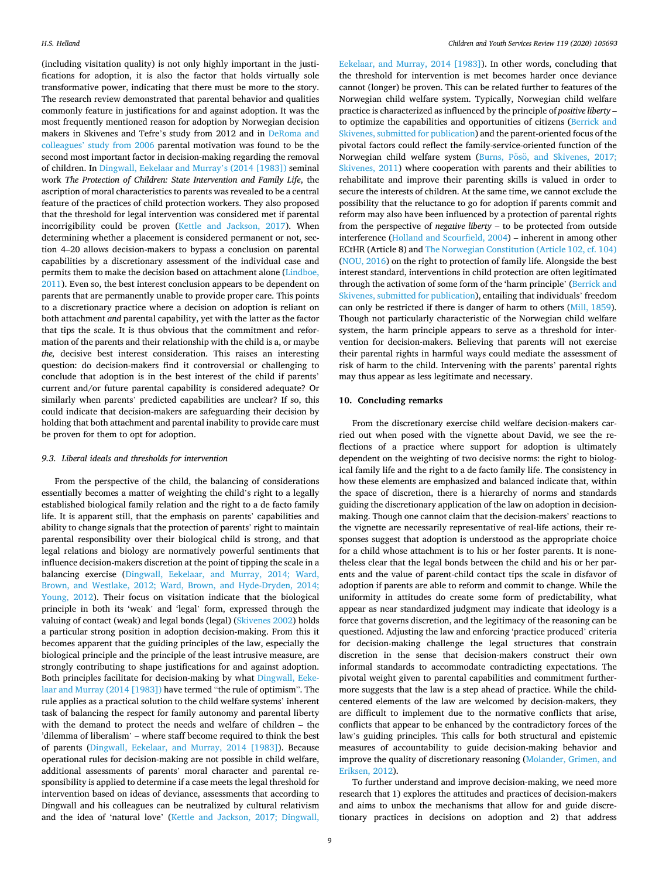(including visitation quality) is not only highly important in the justifications for adoption, it is also the factor that holds virtually sole transformative power, indicating that there must be more to the story. The research review demonstrated that parental behavior and qualities commonly feature in justifications for and against adoption. It was the most frequently mentioned reason for adoption by Norwegian decision makers in Skivenes and Tefre's study from 2012 and in DeRoma and colleagues' study from 2006 parental motivation was found to be the second most important factor in decision-making regarding the removal of children. In Dingwall, Eekelaar and Murray's (2014 [1983]) seminal work *The Protection of Children: State Intervention and Family Life*, the ascription of moral characteristics to parents was revealed to be a central feature of the practices of child protection workers. They also proposed that the threshold for legal intervention was considered met if parental incorrigibility could be proven (Kettle and Jackson, 2017). When determining whether a placement is considered permanent or not, section 4–20 allows decision-makers to bypass a conclusion on parental capabilities by a discretionary assessment of the individual case and permits them to make the decision based on attachment alone (Lindboe, 2011). Even so, the best interest conclusion appears to be dependent on parents that are permanently unable to provide proper care. This points to a discretionary practice where a decision on adoption is reliant on both attachment *and* parental capability, yet with the latter as the factor that tips the scale. It is thus obvious that the commitment and reformation of the parents and their relationship with the child is a, or maybe *the,* decisive best interest consideration. This raises an interesting question: do decision-makers find it controversial or challenging to conclude that adoption is in the best interest of the child if parents' current and/or future parental capability is considered adequate? Or similarly when parents' predicted capabilities are unclear? If so, this could indicate that decision-makers are safeguarding their decision by holding that both attachment and parental inability to provide care must be proven for them to opt for adoption.

### 9.3. Liberal ideals and thresholds for intervention

From the perspective of the child, the balancing of considerations essentially becomes a matter of weighting the child's right to a legally established biological family relation and the right to a de facto family life. It is apparent still, that the emphasis on parents' capabilities and ability to change signals that the protection of parents' right to maintain parental responsibility over their biological child is strong, and that legal relations and biology are normatively powerful sentiments that influence decision-makers discretion at the point of tipping the scale in a balancing exercise (Dingwall, Eekelaar, and Murray, 2014; Ward, Brown, and Westlake, 2012; Ward, Brown, and Hyde-Dryden, 2014; Young, 2012). Their focus on visitation indicate that the biological principle in both its 'weak' and 'legal' form, expressed through the valuing of contact (weak) and legal bonds (legal) (Skivenes 2002) holds a particular strong position in adoption decision-making. From this it becomes apparent that the guiding principles of the law, especially the biological principle and the principle of the least intrusive measure, are strongly contributing to shape justifications for and against adoption. Both principles facilitate for decision-making by what Dingwall, Eekelaar and Murray (2014 [1983]) have termed "the rule of optimism". The rule applies as a practical solution to the child welfare systems' inherent task of balancing the respect for family autonomy and parental liberty with the demand to protect the needs and welfare of children – the 'dilemma of liberalism' – where staff become required to think the best of parents (Dingwall, Eekelaar, and Murray, 2014 [1983]). Because operational rules for decision-making are not possible in child welfare, additional assessments of parents' moral character and parental responsibility is applied to determine if a case meets the legal threshold for intervention based on ideas of deviance, assessments that according to Dingwall and his colleagues can be neutralized by cultural relativism and the idea of 'natural love' (Kettle and Jackson, 2017; Dingwall, Eekelaar, and Murray, 2014 [1983]). In other words, concluding that the threshold for intervention is met becomes harder once deviance cannot (longer) be proven. This can be related further to features of the Norwegian child welfare system. Typically, Norwegian child welfare practice is characterized as influenced by the principle of *positive liberty* – to optimize the capabilities and opportunities of citizens (Berrick and Skivenes, submitted for publication) and the parent-oriented focus of the pivotal factors could reflect the family-service-oriented function of the Norwegian child welfare system (Burns, Pösö, and Skivenes, 2017; Skivenes, 2011) where cooperation with parents and their abilities to rehabilitate and improve their parenting skills is valued in order to secure the interests of children. At the same time, we cannot exclude the possibility that the reluctance to go for adoption if parents commit and reform may also have been influenced by a protection of parental rights from the perspective of *negative liberty* – to be protected from outside interference (Holland and Scourfield, 2004) – inherent in among other ECtHR (Article 8) and The Norwegian Constitution (Article 102, cf. 104) (NOU, 2016) on the right to protection of family life. Alongside the best interest standard, interventions in child protection are often legitimated through the activation of some form of the 'harm principle' (Berrick and Skivenes, submitted for publication), entailing that individuals' freedom can only be restricted if there is danger of harm to others (Mill, 1859). Though not particularly characteristic of the Norwegian child welfare system, the harm principle appears to serve as a threshold for intervention for decision-makers. Believing that parents will not exercise their parental rights in harmful ways could mediate the assessment of risk of harm to the child. Intervening with the parents' parental rights may thus appear as less legitimate and necessary.

## 10. Concluding remarks

From the discretionary exercise child welfare decision-makers carried out when posed with the vignette about David, we see the reflections of a practice where support for adoption is ultimately dependent on the weighting of two decisive norms: the right to biological family life and the right to a de facto family life. The consistency in how these elements are emphasized and balanced indicate that, within the space of discretion, there is a hierarchy of norms and standards guiding the discretionary application of the law on adoption in decision-making. Though one cannot claim that the decision-makers' reactions to the vignette are necessarily representative of real-life actions, their responses suggest that adoption is understood as the appropriate choice for a child whose attachment is to his or her foster parents. It is nonetheless clear that the legal bonds between the child and his or her parents and the value of parent-child contact tips the scale in disfavor of adoption if parents are able to reform and commit to change. While the uniformity in attitudes do create some form of predictability, what appear as near standardized judgment may indicate that ideology is a force that governs discretion, and the legitimacy of the reasoning can be questioned. Adjusting the law and enforcing 'practice produced' criteria for decision-making challenge the legal structures that constrain discretion in the sense that decision-makers construct their own informal standards to accommodate contradicting expectations. The pivotal weight given to parental capabilities and commitment furthermore suggests that the law is a step ahead of practice. While the child-centered elements of the law are welcomed by decision-makers, they are difficult to implement due to the normative conflicts that arise, conflicts that appear to be enhanced by the contradictory forces of the law's guiding principles. This calls for both structural and epistemic measures of accountability to guide decision-making behavior and improve the quality of discretionary reasoning (Molander, Grimen, and Eriksen, 2012).

To further understand and improve decision-making, we need more research that 1) explores the attitudes and practices of decision-makers and aims to unbox the mechanisms that allow for and guide discretionary practices in decisions on adoption and 2) that address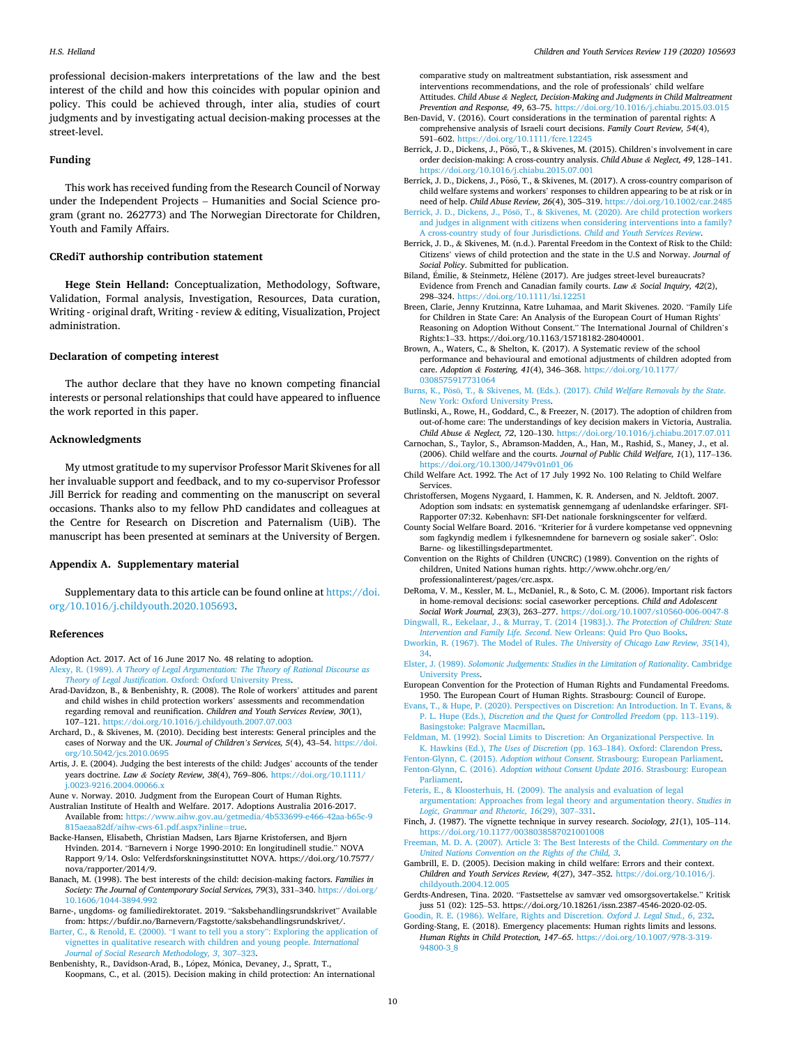professional decision-makers interpretations of the law and the best interest of the child and how this coincides with popular opinion and policy. This could be achieved through, inter alia, studies of court judgments and by investigating actual decision-making processes at the street-level.

## Funding

This work has received funding from the Research Council of Norway under the Independent Projects – Humanities and Social Science program (grant no. 262773) and The Norwegian Directorate for Children, Youth and Family Affairs.

## CRediT authorship contribution statement

**Hege Stein Helland:** Conceptualization, Methodology, Software, Validation, Formal analysis, Investigation, Resources, Data curation, Writing - original draft, Writing - review & editing, Visualization, Project administration.

## Declaration of competing interest

The author declare that they have no known competing financial interests or personal relationships that could have appeared to influence the work reported in this paper.

## Acknowledgments

My utmost gratitude to my supervisor Professor Marit Skivenes for all her invaluable support and feedback, and to my co-supervisor Professor Jill Berrick for reading and commenting on the manuscript on several occasions. Thanks also to my fellow PhD candidates and colleagues at the Centre for Research on Discretion and Paternalism (UiB). The manuscript has been presented at seminars at the University of Bergen.

## Appendix A. Supplementary material

Supplementary data to this article can be found online at https://doi.org/10.1016/j.childyouth.2020.105693.

## References

Adoption Act. 2017. Act of 16 June 2017 No. 48 relating to adoption.

Alexy, R. (1989). *A Theory of Legal Argumentation: The Theory of Rational Discourse as Theory of Legal Justification*. Oxford: Oxford University Press.

Arad-Davidzon, B., & Benbenishty, R. (2008). The Role of workers' attitudes and parent and child wishes in child protection workers' assessments and recommendation regarding removal and reunification. *Children and Youth Services Review, 30*(1), 107–121. https://doi.org/10.1016/j.childyouth.2007.07.003

Archard, D., & Skivenes, M. (2010). Deciding best interests: General principles and the cases of Norway and the UK. *Journal of Children's Services, 5*(4), 43–54. https://doi.org/10.5042/jcs.2010.0695

Artis, J. E. (2004). Judging the best interests of the child: Judges' accounts of the tender years doctrine. *Law & Society Review, 38*(4), 769–806. https://doi.org/10.1111/j.0023-9216.2004.00066.x

Aune v. Norway. 2010. Judgment from the European Court of Human Rights.

Australian Institute of Health and Welfare. 2017. Adoptions Australia 2016-2017. Available from: https://www.aihw.gov.au/getmedia/4b533699-e466-42aa-b65c-9815aeaa82df/aihw-cws-61.pdf.aspx?inline=true.

Backe-Hansen, Elisabeth, Christian Madsen, Lars Bjarne Kristofersen, and Bjørn Hvinden. 2014. "Barnevern i Norge 1990-2010: En longitudinell studie." NOVA Rapport 9/14. Oslo: Velferdsforskningsinstituttet NOVA. https://doi.org/10.7577/nova/rapporter/2014/9.

Banach, M. (1998). The best interests of the child: decision-making factors. *Families in Society: The Journal of Contemporary Social Services, 79*(3), 331–340. https://doi.org/10.1606/1044-3894.992

Barne-, ungdoms- og familiedirektoratet. 2019. "Saksbehandlingsrundskrivet" Available from: https://bufdir.no/Barnevern/Fagstotte/saksbehandlingsrundskrivet/.

Barter, C., & Renold, E. (2000). "I want to tell you a story": Exploring the application of vignettes in qualitative research with children and young people. *International Journal of Social Research Methodology, 3*, 307–323.

Benbenishty, R., Davidson-Arad, B., López, Mónica, Devaney, J., Spratt, T., Koopmans, C., et al. (2015). Decision making in child protection: An international comparative study on maltreatment substantiation, risk assessment and interventions recommendations, and the role of professionals' child welfare Attitudes. *Child Abuse & Neglect, Decision-Making and Judgments in Child Maltreatment Prevention and Response, 49*, 63–75. https://doi.org/10.1016/j.chiabu.2015.03.015

Ben-David, V. (2016). Court considerations in the termination of parental rights: A comprehensive analysis of Israeli court decisions. *Family Court Review, 54*(4), 591–602. https://doi.org/10.1111/fcre.12245

Berrick, J. D., Dickens, J., Pösö, T., & Skivenes, M. (2015). Children's involvement in care order decision-making: A cross-country analysis. *Child Abuse & Neglect, 49*, 128–141. https://doi.org/10.1016/j.chiabu.2015.07.001

Berrick, J. D., Dickens, J., Pösö, T., & Skivenes, M. (2017). A cross-country comparison of child welfare systems and workers' responses to children appearing to be at risk or in need of help. *Child Abuse Review, 26*(4), 305–319. https://doi.org/10.1002/car.2485

Berrick, J. D., Dickens, J., Pösö, T., & Skivenes, M. (2020). Are child protection workers and judges in alignment with citizens when considering interventions into a family? A cross-country study of four Jurisdictions. *Child and Youth Services Review*.

Berrick, J. D., & Skivenes, M. (n.d.). Parental Freedom in the Context of Risk to the Child: Citizens' views of child protection and the state in the U.S and Norway. *Journal of Social Policy*. Submitted for publication.

Biland, Émilie, & Steinmetz, Hélène (2017). Are judges street-level bureaucrats? Evidence from French and Canadian family courts. *Law & Social Inquiry, 42*(2), 298–324. https://doi.org/10.1111/lsi.12251

Breen, Clarie, Jenny Krutzinna, Katre Luhamaa, and Marit Skivenes. 2020. "Family Life for Children in State Care: An Analysis of the European Court of Human Rights' Reasoning on Adoption Without Consent." The International Journal of Children's Rights:1–33. https://doi.org/10.1163/15718182-28040001.

Brown, A., Waters, C., & Shelton, K. (2017). A Systematic review of the school performance and behavioural and emotional adjustments of children adopted from care. *Adoption & Fostering, 41*(4), 346–368. https://doi.org/10.1177/0308575917731064

Burns, K., Pösö, T., & Skivenes, M. (Eds.). (2017). *Child Welfare Removals by the State*. New York: Oxford University Press.

Butlinski, A., Rowe, H., Goddard, C., & Freezer, N. (2017). The adoption of children from out-of-home care: The understandings of key decision makers in Victoria, Australia. *Child Abuse & Neglect, 72*, 120–130. https://doi.org/10.1016/j.chiabu.2017.07.011

Carnochan, S., Taylor, S., Abramson-Madden, A., Han, M., Rashid, S., Maney, J., et al. (2006). Child welfare and the courts. *Journal of Public Child Welfare, 1*(1), 117–136. https://doi.org/10.1300/J479v01n01_06

Child Welfare Act. 1992. The Act of 17 July 1992 No. 100 Relating to Child Welfare Services.

Christoffersen, Mogens Nygaard, I. Hammen, K. R. Andersen, and N. Jeldtoft. 2007. Adoption som indsats: en systematisk gennemgang af udenlandske erfaringer. SFI-Rapporter 07:32. København: SFI-Det nationale forskningscenter for velfærd.

County Social Welfare Board. 2016. "Kriterier for å vurdere kompetanse ved oppnevning som fagkyndig medlem i fylkesnemndene for barnevern og sosiale saker". Oslo: Barne- og likestillingsdepartmentet.

Convention on the Rights of Children (UNCRC) (1989). Convention on the rights of children, United Nations human rights. http://www.ohchr.org/en/professionalinterest/pages/crc.aspx.

DeRoma, V. M., Kessler, M. L., McDaniel, R., & Soto, C. M. (2006). Important risk factors in home-removal decisions: social caseworker perceptions. *Child and Adolescent Social Work Journal, 23*(3), 263–277. https://doi.org/10.1007/s10560-006-0047-8

Dingwall, R., Eekelaar, J., & Murray, T. (2014 [1983].). *The Protection of Children: State Intervention and Family Life. Second*. New Orleans: Quid Pro Quo Books.

Dworkin, R. (1967). The Model of Rules. *The University of Chicago Law Review, 35*(14), 34.

Elster, J. (1989). *Solomonic Judgements: Studies in the Limitation of Rationality*. Cambridge University Press.

European Convention for the Protection of Human Rights and Fundamental Freedoms. 1950. The European Court of Human Rights. Strasbourg: Council of Europe.

Evans, T., & Hupe, P. (2020). Perspectives on Discretion: An Introduction. In T. Evans, & P. L. Hupe (Eds.), *Discretion and the Quest for Controlled Freedom* (pp. 113–119). Basingstoke: Palgrave Macmillan.

Feldman, M. (1992). Social Limits to Discretion: An Organizational Perspective. In K. Hawkins (Ed.), *The Uses of Discretion* (pp. 163–184). Oxford: Clarendon Press.

Fenton-Glynn, C. (2015). *Adoption without Consent*. Strasbourg: European Parliament.

Fenton-Glynn, C. (2016). *Adoption without Consent Update 2016*. Strasbourg: European Parliament.

Feteris, E., & Kloosterhuis, H. (2009). The analysis and evaluation of legal argumentation: Approaches from legal theory and argumentation theory. *Studies in Logic, Grammar and Rhetoric, 16*(29), 307–331.

Finch, J. (1987). The vignette technique in survey research. *Sociology, 21*(1), 105–114. https://doi.org/10.1177/0038038587021001008

Freeman, M. D. A. (2007). Article 3: The Best Interests of the Child. *Commentary on the United Nations Convention on the Rights of the Child, 3*.

Gambrill, E. D. (2005). Decision making in child welfare: Errors and their context. *Children and Youth Services Review, 4*(27), 347–352. https://doi.org/10.1016/j.childyouth.2004.12.005

Gerdts-Andresen, Tina. 2020. "Fastsettelse av samvær ved omsorgsovertakelse." Kritisk juss 51 (02): 125–53. https://doi.org/10.18261/issn.2387-4546-2020-02-05.

Goodin, R. E. (1986). Welfare, Rights and Discretion. *Oxford J. Legal Stud., 6*, 232.

Gording-Stang, E. (2018). Emergency placements: Human rights limits and lessons. *Human Rights in Child Protection, 147–65*. https://doi.org/10.1007/978-3-319-94800-3_8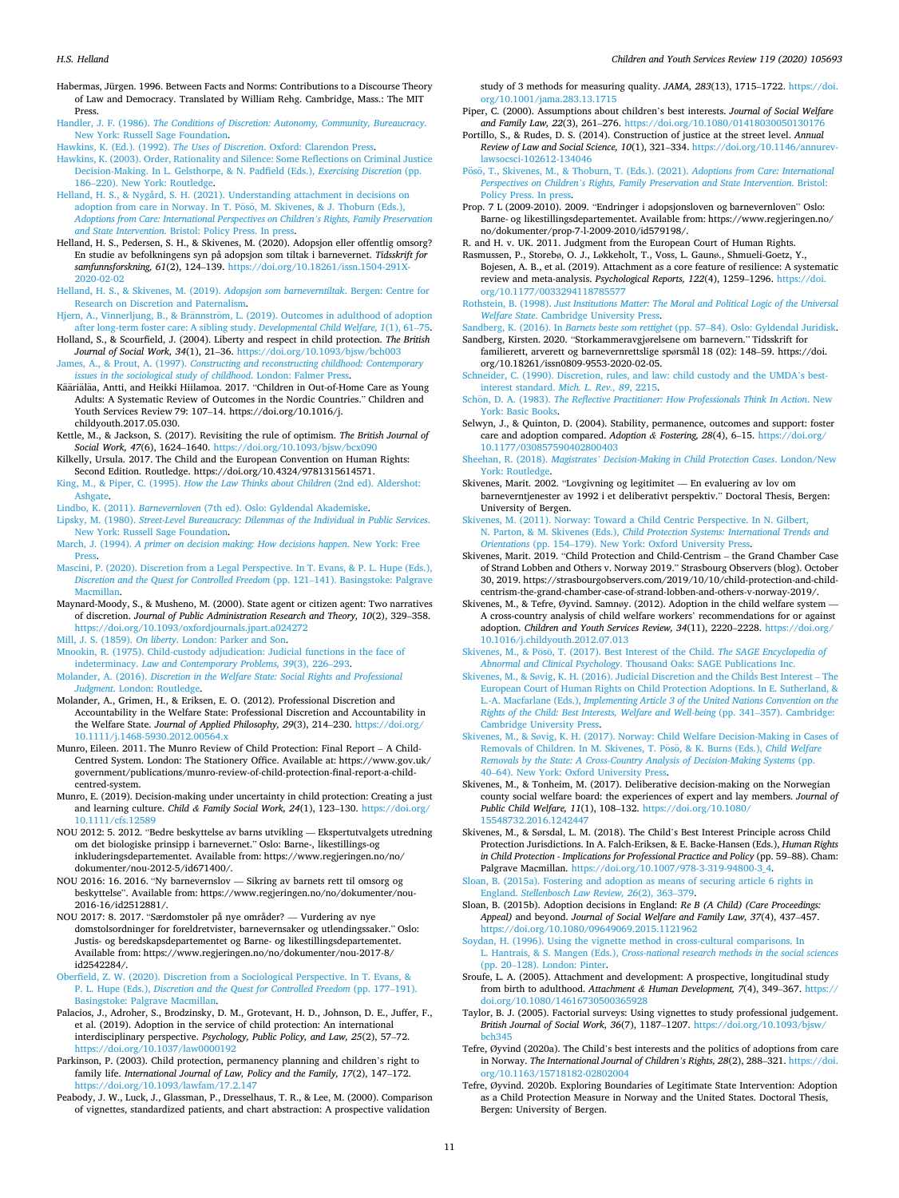Habermas, Jürgen. 1996. Between Facts and Norms: Contributions to a Discourse Theory of Law and Democracy. Translated by William Rehg. Cambridge, Mass.: The MIT Press.

Handler, J. F. (1986). *The Conditions of Discretion: Autonomy, Community, Bureaucracy*. New York: Russell Sage Foundation.

Hawkins, K. (Ed.). (1992). *The Uses of Discretion*. Oxford: Clarendon Press.

Hawkins, K. (2003). Order, Rationality and Silence: Some Reflections on Criminal Justice Decision-Making. In L. Gelsthorpe, & N. Padfield (Eds.), *Exercising Discretion* (pp. 186–220). New York: Routledge.

Helland, H. S., & Nygård, S. H. (2021). Understanding attachment in decisions on adoption from care in Norway. In T. Pösö, M. Skivenes, & J. Thoburn (Eds.), *Adoptions from Care: International Perspectives on Children's Rights, Family Preservation and State Intervention*. Bristol: Policy Press. In press.

Helland, H. S., Pedersen, S. H., & Skivenes, M. (2020). Adopsjon eller offentlig omsorg? En studie av befolkningens syn på adopsjon som tiltak i barnevernet. *Tidsskrift for samfunnsforskning, 61*(2), 124–139. https://doi.org/10.18261/issn.1504-291X-2020-02-02

Helland, H. S., & Skivenes, M. (2019). *Adopsjon som barneverntiltak*. Bergen: Centre for Research on Discretion and Paternalism.

Hjern, A., Vinnerljung, B., & Brännström, L. (2019). Outcomes in adulthood of adoption after long-term foster care: A sibling study. *Developmental Child Welfare, 1*(1), 61–75.

Holland, S., & Scourfield, J. (2004). Liberty and respect in child protection. *The British Journal of Social Work, 34*(1), 21–36. https://doi.org/10.1093/bjsw/bch003

James, A., & Prout, A. (1997). *Constructing and reconstructing childhood: Contemporary issues in the sociological study of childhood*. London: Falmer Press.

Kääriäläa, Antti, and Heikki Hiilamoa. 2017. "Children in Out-of-Home Care as Young Adults: A Systematic Review of Outcomes in the Nordic Countries." Children and Youth Services Review 79: 107–14. https://doi.org/10.1016/j.childyouth.2017.05.030.

Kettle, M., & Jackson, S. (2017). Revisiting the rule of optimism. *The British Journal of Social Work, 47*(6), 1624–1640. https://doi.org/10.1093/bjsw/bcx090

Kilkelly, Ursula. 2017. The Child and the European Convention on Human Rights: Second Edition. Routledge. https://doi.org/10.4324/9781315614571.

King, M., & Piper, C. (1995). *How the Law Thinks about Children* (2nd ed). Aldershot: Ashgate.

Lindbo, K. (2011). *Barnevernloven* (7th ed). Oslo: Gyldendal Akademiske.

Lipsky, M. (1980). *Street-Level Bureaucracy: Dilemmas of the Individual in Public Services*. New York: Russell Sage Foundation.

March, J. (1994). *A primer on decision making: How decisions happen*. New York: Free Press.

Mascini, P. (2020). Discretion from a Legal Perspective. In T. Evans, & P. L. Hupe (Eds.), *Discretion and the Quest for Controlled Freedom* (pp. 121–141). Basingstoke: Palgrave Macmillan.

Maynard-Moody, S., & Musheno, M. (2000). State agent or citizen agent: Two narratives of discretion. *Journal of Public Administration Research and Theory, 10*(2), 329–358. https://doi.org/10.1093/oxfordjournals.jpart.a024272

Mill, J. S. (1859). *On liberty*. London: Parker and Son.

Mnookin, R. (1975). Child-custody adjudication: Judicial functions in the face of indeterminacy. *Law and Contemporary Problems, 39*(3), 226–293.

Molander, A. (2016). *Discretion in the Welfare State: Social Rights and Professional Judgment*. London: Routledge.

Molander, A., Grimen, H., & Eriksen, E. O. (2012). Professional Discretion and Accountability in the Welfare State: Professional Discretion and Accountability in the Welfare State. *Journal of Applied Philosophy, 29*(3), 214–230. https://doi.org/10.1111/j.1468-5930.2012.00564.x

Munro, Eileen. 2011. The Munro Review of Child Protection: Final Report – A Child-Centred System. London: The Stationery Office. Available at: https://www.gov.uk/government/publications/munro-review-of-child-protection-final-report-a-child-centred-system.

Munro, E. (2019). Decision-making under uncertainty in child protection: Creating a just and learning culture. *Child & Family Social Work, 24*(1), 123–130. https://doi.org/10.1111/cfs.12589

NOU 2012: 5. 2012. "Bedre beskyttelse av barns utvikling — Ekspertutvalgets utredning om det biologiske prinsipp i barnevernet." Oslo: Barne-, likestillings-og inkluderingsdepartementet. Available from: https://www.regjeringen.no/no/dokumenter/nou-2012-5/id671400/.

NOU 2016: 16. 2016. "Ny barnevernslov — Sikring av barnets rett til omsorg og beskyttelse". Available from: https://www.regjeringen.no/no/dokumenter/nou-2016-16/id2512881/.

NOU 2017: 8. 2017. "Særdomstoler på nye områder? — Vurdering av nye domstolsordninger for foreldretvister, barnevernsaker og utlendingssaker." Oslo: Justis- og beredskapsdepartementet og Barne- og likestillingsdepartementet. Available from: https://www.regjeringen.no/no/dokumenter/nou-2017-8/id2542284/.

Oberfield, Z. W. (2020). Discretion from a Sociological Perspective. In T. Evans, & P. L. Hupe (Eds.), *Discretion and the Quest for Controlled Freedom* (pp. 177–191). Basingstoke: Palgrave Macmillan.

Palacios, J., Adroher, S., Brodzinsky, D. M., Grotevant, H. D., Johnson, D. E., Juffer, F., et al. (2019). Adoption in the service of child protection: An international interdisciplinary perspective. *Psychology, Public Policy, and Law, 25*(2), 57–72. https://doi.org/10.1037/law0000192

Parkinson, P. (2003). Child protection, permanency planning and children's right to family life. *International Journal of Law, Policy and the Family, 17*(2), 147–172. https://doi.org/10.1093/lawfam/17.2.147

Peabody, J. W., Luck, J., Glassman, P., Dresselhaus, T. R., & Lee, M. (2000). Comparison of vignettes, standardized patients, and chart abstraction: A prospective validation study of 3 methods for measuring quality. *JAMA, 283*(13), 1715–1722. https://doi.org/10.1001/jama.283.13.1715

Piper, C. (2000). Assumptions about children's best interests. *Journal of Social Welfare and Family Law, 22*(3), 261–276. https://doi.org/10.1080/01418030050130176

Portillo, S., & Rudes, D. S. (2014). Construction of justice at the street level. *Annual Review of Law and Social Science, 10*(1), 321–334. https://doi.org/10.1146/annurev-lawsocsci-102612-134046

Pösö, T., Skivenes, M., & Thoburn, J. (Eds.). (2021). *Adoptions from Care: International Perspectives on Children's Rights, Family Preservation and State Intervention*. Bristol: Policy Press. In press.

Prop. 7 L (2009-2010). 2009. "Endringer i adopsjonsloven og barnevernloven" Oslo: Barne- og likestillingsdepartementet. Available from: https://www.regjeringen.no/no/dokumenter/prop-7-l-2009-2010/id579198/.

R. and H. v. UK. 2011. Judgment from the European Court of Human Rights.

Rasmussen, P., Storebø, O. J., Løkkeholt, T., Voss, L. Gaunø., Shmueli-Goetz, Y., Bojesen, A. B., et al. (2019). Attachment as a core feature of resilience: A systematic review and meta-analysis. *Psychological Reports, 122*(4), 1259–1296. https://doi.org/10.1177/0033294118785577

Rothstein, B. (1998). *Just Institutions Matter: The Moral and Political Logic of the Universal Welfare State*. Cambridge University Press.

Sandberg, K. (2016). In *Barnets beste som rettighet* (pp. 57–84). Oslo: Gyldendal Juridisk.

Sandberg, Kirsten. 2020. "Storkammeravgjørelsene om barnevern." Tidsskrift for familierett, arverett og barnevernrettslige spørsmål 18 (02): 148–59. https://doi.org/10.18261/issn0809-9553-2020-02-05.

Schneider, C. (1990). Discretion, rules, and law: child custody and the UMDA's best-interest standard. *Mich. L. Rev., 89*, 2215.

Schön, D. A. (1983). *The Reflective Practitioner: How Professionals Think In Action*. New York: Basic Books.

Selwyn, J., & Quinton, D. (2004). Stability, permanence, outcomes and support: foster care and adoption compared. *Adoption & Fostering, 28*(4), 6–15. https://doi.org/10.1177/030857590402800403

Sheehan, R. (2018). *Magistrates' Decision-Making in Child Protection Cases*. London/New York: Routledge.

Skivenes, Marit. 2002. "Lovgivning og legitimitet — En evaluering av lov om barneverntjenester av 1992 i et deliberativt perspektiv." Doctoral Thesis, Bergen: University of Bergen.

Skivenes, M. (2011). Norway: Toward a Child Centric Perspective. In N. Gilbert, N. Parton, & M. Skivenes (Eds.), *Child Protection Systems: International Trends and Orientations* (pp. 154–179). New York: Oxford University Press.

Skivenes, Marit. 2019. "Child Protection and Child-Centrism – the Grand Chamber Case of Strand Lobben and Others v. Norway 2019." Strasbourg Observers (blog). October 30, 2019. https://strasbourgobservers.com/2019/10/10/child-protection-and-child-centrism-the-grand-chamber-case-of-strand-lobben-and-others-v-norway-2019/.

Skivenes, M., & Tefre, Øyvind. Samnøy. (2012). Adoption in the child welfare system — A cross-country analysis of child welfare workers' recommendations for or against adoption. *Children and Youth Services Review, 34*(11), 2220–2228. https://doi.org/10.1016/j.childyouth.2012.07.013

Skivenes, M., & Pösö, T. (2017). Best Interest of the Child. *The SAGE Encyclopedia of Abnormal and Clinical Psychology*. Thousand Oaks: SAGE Publications Inc.

Skivenes, M., & Søvig, K. H. (2016). Judicial Discretion and the Childs Best Interest – The European Court of Human Rights on Child Protection Adoptions. In E. Sutherland, & L.-A. Macfarlane (Eds.), *Implementing Article 3 of the United Nations Convention on the Rights of the Child: Best Interests, Welfare and Well-being* (pp. 341–357). Cambridge: Cambridge University Press.

Skivenes, M., & Søvig, K. H. (2017). Norway: Child Welfare Decision-Making in Cases of Removals of Children. In M. Skivenes, T. Pösö, & K. Burns (Eds.), *Child Welfare Removals by the State: A Cross-Country Analysis of Decision-Making Systems* (pp. 40–64). New York: Oxford University Press.

Skivenes, M., & Tonheim, M. (2017). Deliberative decision-making on the Norwegian county social welfare board: the experiences of expert and lay members. *Journal of Public Child Welfare, 11*(1), 108–132. https://doi.org/10.1080/15548732.2016.1242447

Skivenes, M., & Sørsdal, L. M. (2018). The Child's Best Interest Principle across Child Protection Jurisdictions. In A. Falch-Eriksen, & E. Backe-Hansen (Eds.), *Human Rights in Child Protection - Implications for Professional Practice and Policy* (pp. 59–88). Cham: Palgrave Macmillan. https://doi.org/10.1007/978-3-319-94800-3_4.

Sloan, B. (2015a). Fostering and adoption as means of securing article 6 rights in England. *Stellenbosch Law Review, 26*(2), 363–379.

Sloan, B. (2015b). Adoption decisions in England: *Re B (A Child) (Care Proceedings: Appeal)* and beyond. *Journal of Social Welfare and Family Law, 37*(4), 437–457. https://doi.org/10.1080/09649069.2015.1121962

Soydan, H. (1996). Using the vignette method in cross-cultural comparisons. In L. Hantrais, & S. Mangen (Eds.), *Cross-national research methods in the social sciences* (pp. 20–128). London: Pinter.

Sroufe, L. A. (2005). Attachment and development: A prospective, longitudinal study from birth to adulthood. *Attachment & Human Development, 7*(4), 349–367. https://doi.org/10.1080/14616730500365928

Taylor, B. J. (2005). Factorial surveys: Using vignettes to study professional judgement. *British Journal of Social Work, 36*(7), 1187–1207. https://doi.org/10.1093/bjsw/bch345

Tefre, Øyvind (2020a). The Child's best interests and the politics of adoptions from care in Norway. *The International Journal of Children's Rights, 28*(2), 288–321. https://doi.org/10.1163/15718182-02802004

Tefre, Øyvind. 2020b. Exploring Boundaries of Legitimate State Intervention: Adoption as a Child Protection Measure in Norway and the United States. Doctoral Thesis, Bergen: University of Bergen.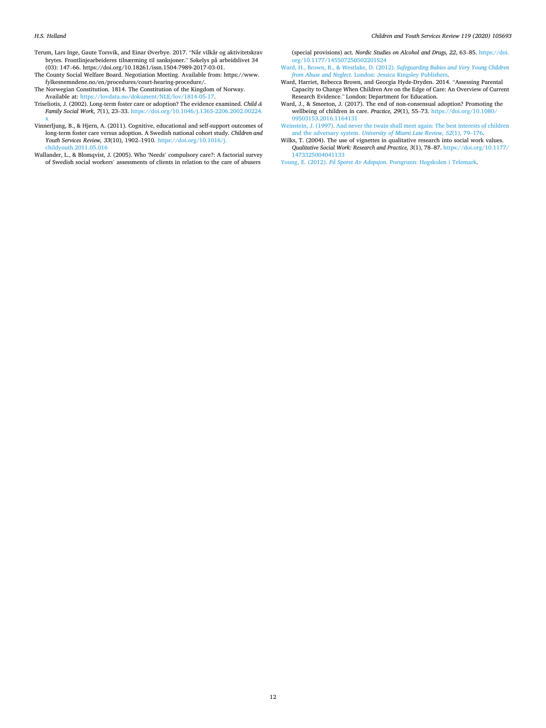Terum, Lars Inge, Gaute Torsvik, and Einar Øverbye. 2017. "Når vilkår og aktivitetskrav brytes. Frontlinjearbeideres tilnærming til sanksjoner." Søkelys på arbeidslivet 34 (03): 147–66. https://doi.org/10.18261/issn.1504-7989-2017-03-01.

The County Social Welfare Board. Negotiation Meeting. Available from: https://www.fylkesnemndene.no/en/procedures/court-hearing-procedure/.

The Norwegian Constitution. 1814. The Constitution of the Kingdom of Norway. Available at: https://lovdata.no/dokument/NLE/lov/1814-05-17.

Triseliotis, J. (2002). Long-term foster care or adoption? The evidence examined. *Child & Family Social Work, 7*(1), 23–33. https://doi.org/10.1046/j.1365-2206.2002.00224.x

Vinnerljung, B., & Hjern, A. (2011). Cognitive, educational and self-support outcomes of long-term foster care versus adoption. A Swedish national cohort study. *Children and Youth Services Review, 33*(10), 1902–1910. https://doi.org/10.1016/j.childyouth.2011.05.016

Wallander, L., & Blomqvist, J. (2005). Who 'Needs' compulsory care?: A factorial survey of Swedish social workers' assessments of clients in relation to the care of abusers (special provisions) act. *Nordic Studies on Alcohol and Drugs, 22*, 63–85. https://doi.org/10.1177/145507250502201S24

Ward, H., Brown, R., & Westlake, D. (2012). *Safeguarding Babies and Very Young Children from Abuse and Neglect.* London: Jessica Kingsley Publishers.

Ward, Harriet, Rebecca Brown, and Georgia Hyde-Dryden. 2014. "Assessing Parental Capacity to Change When Children Are on the Edge of Care: An Overview of Current Research Evidence." London: Department for Education.

Ward, J., & Smeeton, J. (2017). The end of non-consensual adoption? Promoting the wellbeing of children in care. *Practice, 29*(1), 55–73. https://doi.org/10.1080/09503153.2016.1164131

Weinstein, J. (1997). And never the twain shall meet again: The best interests of children and the adversary system. *University of Miami Law Review, 52*(1), 79–176.

Wilks, T. (2004). The use of vignettes in qualitative research into social work values. *Qualitative Social Work: Research and Practice, 3*(1), 78–87. https://doi.org/10.1177/1473325004041133

Young, E. (2012). *På Sporet Av Adopsjon.* Porsgrunn: Høgskolen i Telemark.